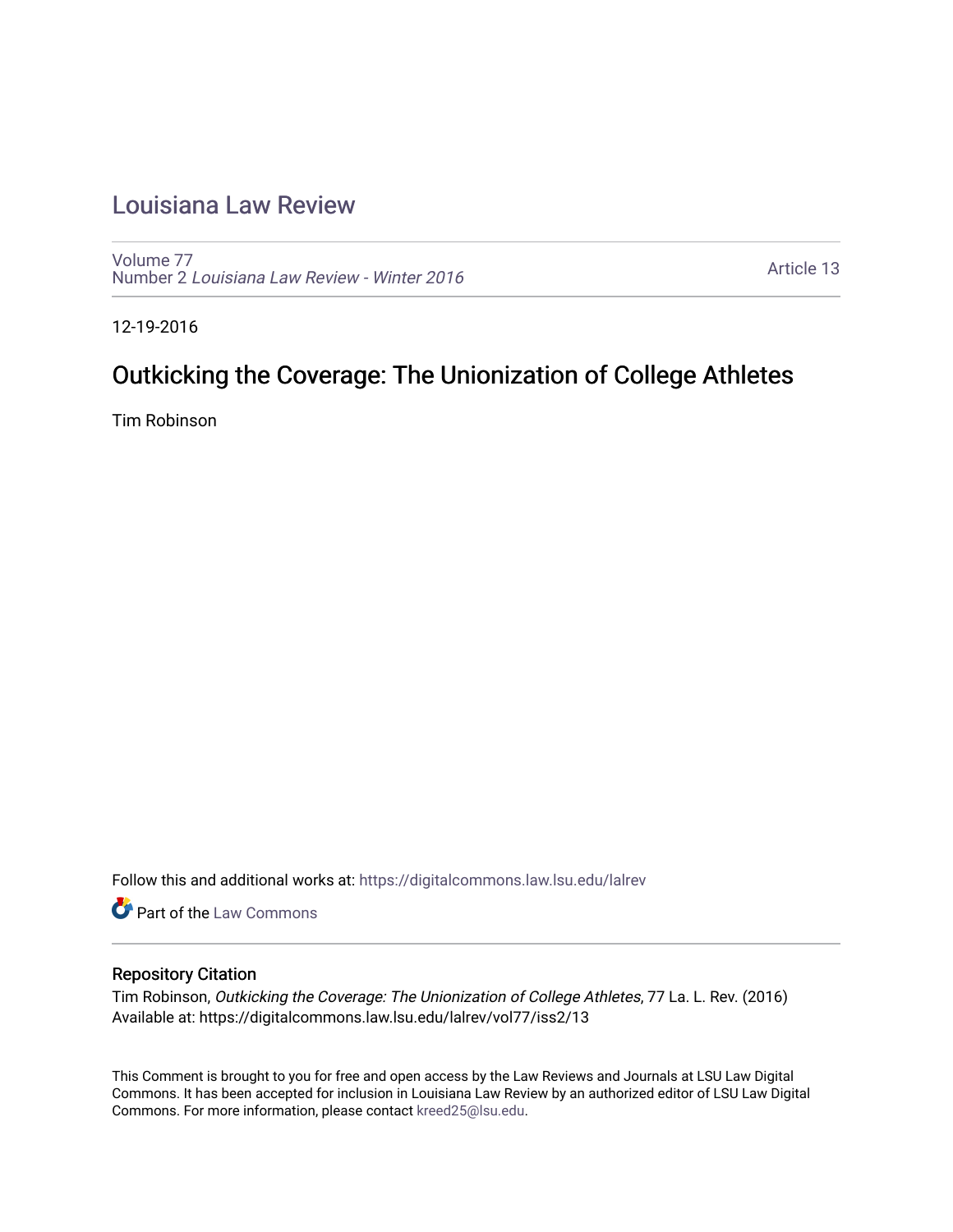# Louisiana Law Review

Volume 77
Number 2 *Louisiana Law Review - Winter 2016*

Article 13

12-19-2016

## Outkicking the Coverage: The Unionization of College Athletes

Tim Robinson

Follow this and additional works at: https://digitalcommons.law.lsu.edu/lalrev

Part of the Law Commons

### Repository Citation

Tim Robinson, *Outkicking the Coverage: The Unionization of College Athletes*, 77 La. L. Rev. (2016)
Available at: https://digitalcommons.law.lsu.edu/lalrev/vol77/iss2/13

This Comment is brought to you for free and open access by the Law Reviews and Journals at LSU Law Digital Commons. It has been accepted for inclusion in Louisiana Law Review by an authorized editor of LSU Law Digital Commons. For more information, please contact kreed25@lsu.edu.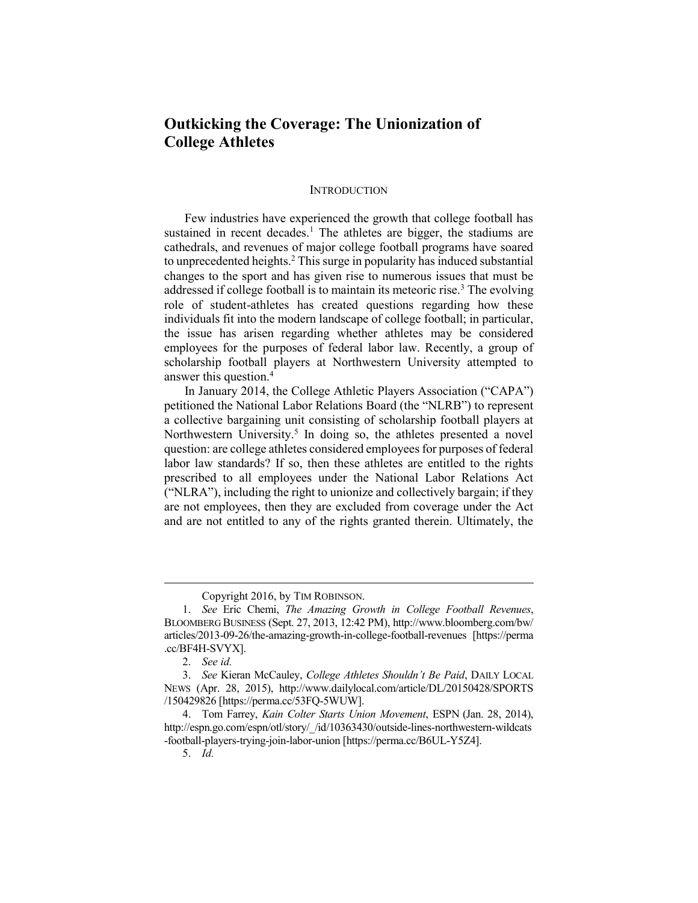# Outkicking the Coverage: The Unionization of College Athletes

## INTRODUCTION

Few industries have experienced the growth that college football has sustained in recent decades.[1] The athletes are bigger, the stadiums are cathedrals, and revenues of major college football programs have soared to unprecedented heights.[2] This surge in popularity has induced substantial changes to the sport and has given rise to numerous issues that must be addressed if college football is to maintain its meteoric rise.[3] The evolving role of student-athletes has created questions regarding how these individuals fit into the modern landscape of college football; in particular, the issue has arisen regarding whether athletes may be considered employees for the purposes of federal labor law. Recently, a group of scholarship football players at Northwestern University attempted to answer this question.[4]

In January 2014, the College Athletic Players Association ("CAPA") petitioned the National Labor Relations Board (the "NLRB") to represent a collective bargaining unit consisting of scholarship football players at Northwestern University.[5] In doing so, the athletes presented a novel question: are college athletes considered employees for purposes of federal labor law standards? If so, then these athletes are entitled to the rights prescribed to all employees under the National Labor Relations Act ("NLRA"), including the right to unionize and collectively bargain; if they are not employees, then they are excluded from coverage under the Act and are not entitled to any of the rights granted therein. Ultimately, the

---

Copyright 2016, by TIM ROBINSON.

1. *See* Eric Chemi, *The Amazing Growth in College Football Revenues*, BLOOMBERG BUSINESS (Sept. 27, 2013, 12:42 PM), http://www.bloomberg.com/bw/articles/2013-09-26/the-amazing-growth-in-college-football-revenues [https://perma.cc/BF4H-SVYX].

2. *See id.*

3. *See* Kieran McCauley, *College Athletes Shouldn't Be Paid*, DAILY LOCAL NEWS (Apr. 28, 2015), http://www.dailylocal.com/article/DL/20150428/SPORTS/150429826 [https://perma.cc/53FQ-5WUW].

4. Tom Farrey, *Kain Colter Starts Union Movement*, ESPN (Jan. 28, 2014), http://espn.go.com/espn/otl/story/_/id/10363430/outside-lines-northwestern-wildcats-football-players-trying-join-labor-union [https://perma.cc/B6UL-Y5Z4].

5. *Id.*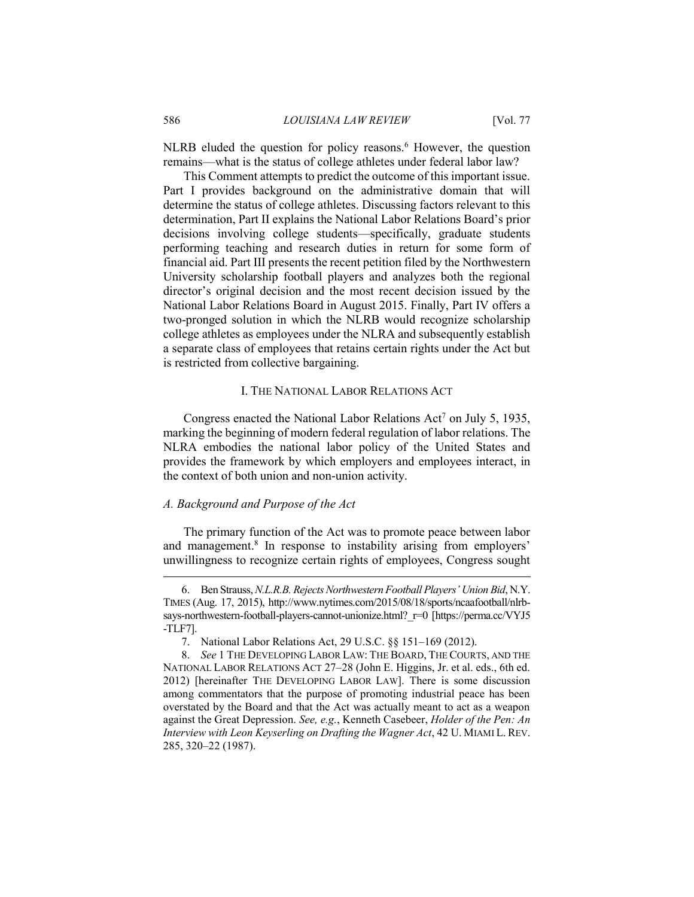NLRB eluded the question for policy reasons.[6] However, the question remains—what is the status of college athletes under federal labor law?

This Comment attempts to predict the outcome of this important issue. Part I provides background on the administrative domain that will determine the status of college athletes. Discussing factors relevant to this determination, Part II explains the National Labor Relations Board's prior decisions involving college students—specifically, graduate students performing teaching and research duties in return for some form of financial aid. Part III presents the recent petition filed by the Northwestern University scholarship football players and analyzes both the regional director's original decision and the most recent decision issued by the National Labor Relations Board in August 2015. Finally, Part IV offers a two-pronged solution in which the NLRB would recognize scholarship college athletes as employees under the NLRA and subsequently establish a separate class of employees that retains certain rights under the Act but is restricted from collective bargaining.

## I. THE NATIONAL LABOR RELATIONS ACT

Congress enacted the National Labor Relations Act[7] on July 5, 1935, marking the beginning of modern federal regulation of labor relations. The NLRA embodies the national labor policy of the United States and provides the framework by which employers and employees interact, in the context of both union and non-union activity.

### *A. Background and Purpose of the Act*

The primary function of the Act was to promote peace between labor and management.[8] In response to instability arising from employers' unwillingness to recognize certain rights of employees, Congress sought

---

6. Ben Strauss, *N.L.R.B. Rejects Northwestern Football Players' Union Bid*, N.Y. TIMES (Aug. 17, 2015), http://www.nytimes.com/2015/08/18/sports/ncaafootball/nlrb-says-northwestern-football-players-cannot-unionize.html?_r=0 [https://perma.cc/VYJ5-TLF7].

7. National Labor Relations Act, 29 U.S.C. §§ 151–169 (2012).

8. *See* 1 THE DEVELOPING LABOR LAW: THE BOARD, THE COURTS, AND THE NATIONAL LABOR RELATIONS ACT 27–28 (John E. Higgins, Jr. et al. eds., 6th ed. 2012) [hereinafter THE DEVELOPING LABOR LAW]. There is some discussion among commentators that the purpose of promoting industrial peace has been overstated by the Board and that the Act was actually meant to act as a weapon against the Great Depression. *See, e.g.*, Kenneth Casebeer, *Holder of the Pen: An Interview with Leon Keyserling on Drafting the Wagner Act*, 42 U. MIAMI L. REV. 285, 320–22 (1987).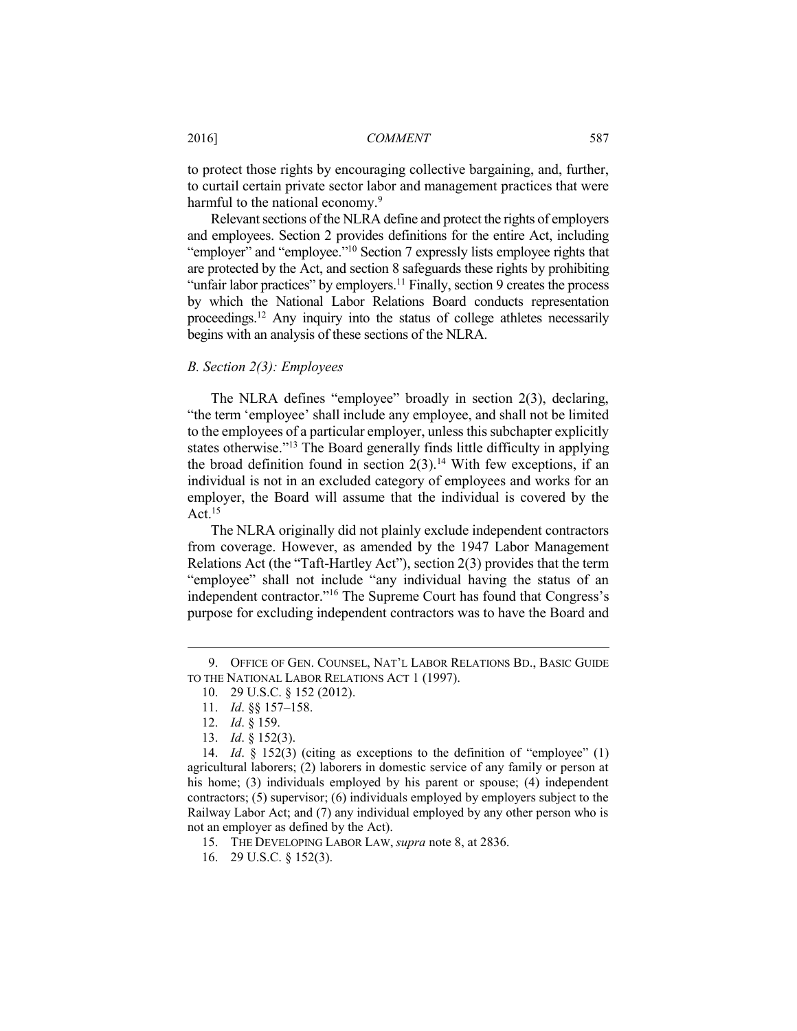to protect those rights by encouraging collective bargaining, and, further, to curtail certain private sector labor and management practices that were harmful to the national economy.[9]

Relevant sections of the NLRA define and protect the rights of employers and employees. Section 2 provides definitions for the entire Act, including "employer" and "employee."[10] Section 7 expressly lists employee rights that are protected by the Act, and section 8 safeguards these rights by prohibiting "unfair labor practices" by employers.[11] Finally, section 9 creates the process by which the National Labor Relations Board conducts representation proceedings.[12] Any inquiry into the status of college athletes necessarily begins with an analysis of these sections of the NLRA.

### *B. Section 2(3): Employees*

The NLRA defines "employee" broadly in section 2(3), declaring, "the term 'employee' shall include any employee, and shall not be limited to the employees of a particular employer, unless this subchapter explicitly states otherwise."[13] The Board generally finds little difficulty in applying the broad definition found in section 2(3).[14] With few exceptions, if an individual is not in an excluded category of employees and works for an employer, the Board will assume that the individual is covered by the Act.[15]

The NLRA originally did not plainly exclude independent contractors from coverage. However, as amended by the 1947 Labor Management Relations Act (the "Taft-Hartley Act"), section 2(3) provides that the term "employee" shall not include "any individual having the status of an independent contractor."[16] The Supreme Court has found that Congress's purpose for excluding independent contractors was to have the Board and

---

9. OFFICE OF GEN. COUNSEL, NAT'L LABOR RELATIONS BD., BASIC GUIDE TO THE NATIONAL LABOR RELATIONS ACT 1 (1997).

10. 29 U.S.C. § 152 (2012).

11. *Id*. §§ 157–158.

12. *Id*. § 159.

13. *Id*. § 152(3).

14. *Id*. § 152(3) (citing as exceptions to the definition of "employee" (1) agricultural laborers; (2) laborers in domestic service of any family or person at his home; (3) individuals employed by his parent or spouse; (4) independent contractors; (5) supervisor; (6) individuals employed by employers subject to the Railway Labor Act; and (7) any individual employed by any other person who is not an employer as defined by the Act).

15. THE DEVELOPING LABOR LAW, *supra* note 8, at 2836.

16. 29 U.S.C. § 152(3).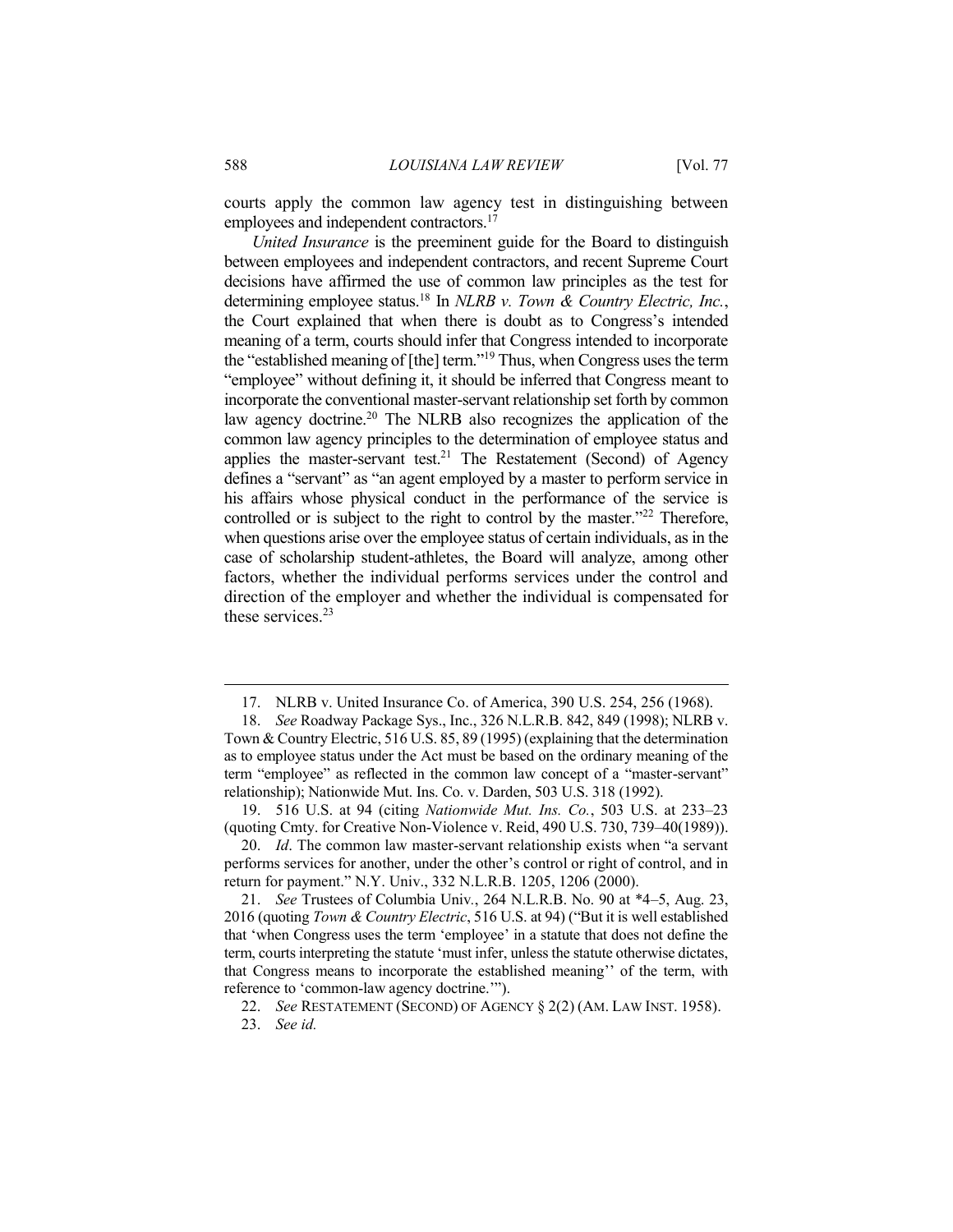courts apply the common law agency test in distinguishing between employees and independent contractors.[17]

*United Insurance* is the preeminent guide for the Board to distinguish between employees and independent contractors, and recent Supreme Court decisions have affirmed the use of common law principles as the test for determining employee status.[18] In *NLRB v. Town & Country Electric, Inc.*, the Court explained that when there is doubt as to Congress's intended meaning of a term, courts should infer that Congress intended to incorporate the "established meaning of [the] term."[19] Thus, when Congress uses the term "employee" without defining it, it should be inferred that Congress meant to incorporate the conventional master-servant relationship set forth by common law agency doctrine.[20] The NLRB also recognizes the application of the common law agency principles to the determination of employee status and applies the master-servant test.[21] The Restatement (Second) of Agency defines a "servant" as "an agent employed by a master to perform service in his affairs whose physical conduct in the performance of the service is controlled or is subject to the right to control by the master."[22] Therefore, when questions arise over the employee status of certain individuals, as in the case of scholarship student-athletes, the Board will analyze, among other factors, whether the individual performs services under the control and direction of the employer and whether the individual is compensated for these services.[23]

---

17. NLRB v. United Insurance Co. of America, 390 U.S. 254, 256 (1968).

18. *See* Roadway Package Sys., Inc., 326 N.L.R.B. 842, 849 (1998); NLRB v. Town & Country Electric, 516 U.S. 85, 89 (1995) (explaining that the determination as to employee status under the Act must be based on the ordinary meaning of the term "employee" as reflected in the common law concept of a "master-servant" relationship); Nationwide Mut. Ins. Co. v. Darden, 503 U.S. 318 (1992).

19. 516 U.S. at 94 (citing *Nationwide Mut. Ins. Co.*, 503 U.S. at 233–23 (quoting Cmty. for Creative Non-Violence v. Reid, 490 U.S. 730, 739–40(1989)).

20. *Id*. The common law master-servant relationship exists when "a servant performs services for another, under the other's control or right of control, and in return for payment." N.Y. Univ., 332 N.L.R.B. 1205, 1206 (2000).

21. *See* Trustees of Columbia Univ., 264 N.L.R.B. No. 90 at *4–5, Aug. 23, 2016 (quoting *Town & Country Electric*, 516 U.S. at 94) ("But it is well established that 'when Congress uses the term 'employee' in a statute that does not define the term, courts interpreting the statute 'must infer, unless the statute otherwise dictates, that Congress means to incorporate the established meaning'' of the term, with reference to 'common-law agency doctrine.'").

22. *See* RESTATEMENT (SECOND) OF AGENCY § 2(2) (AM. LAW INST. 1958).

23. *See id.*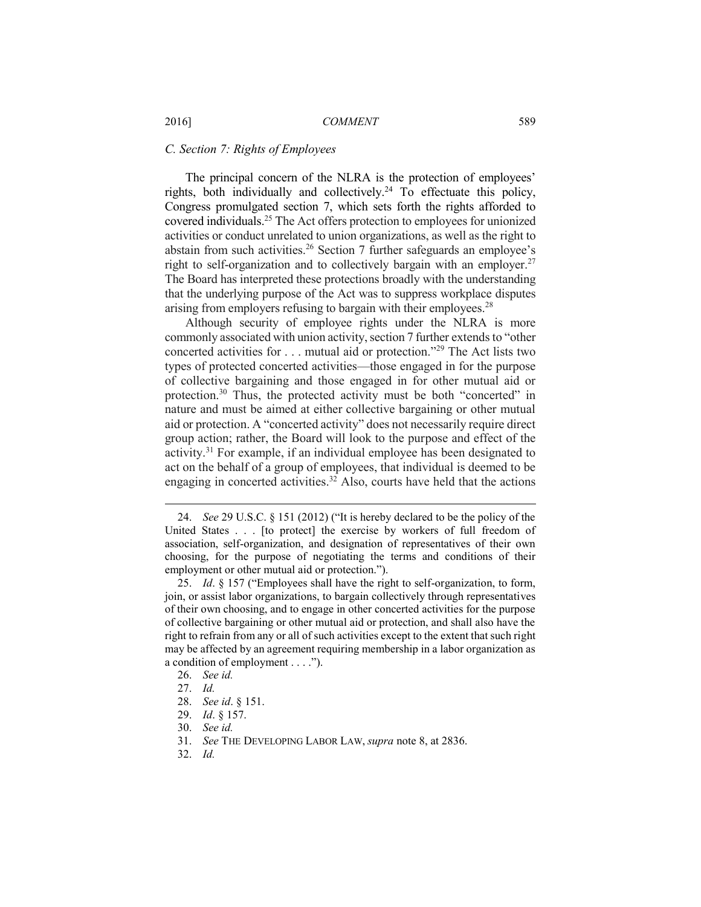### *C. Section 7: Rights of Employees*

The principal concern of the NLRA is the protection of employees' rights, both individually and collectively.[24] To effectuate this policy, Congress promulgated section 7, which sets forth the rights afforded to covered individuals.[25] The Act offers protection to employees for unionized activities or conduct unrelated to union organizations, as well as the right to abstain from such activities.[26] Section 7 further safeguards an employee's right to self-organization and to collectively bargain with an employer.[27] The Board has interpreted these protections broadly with the understanding that the underlying purpose of the Act was to suppress workplace disputes arising from employers refusing to bargain with their employees.[28]

Although security of employee rights under the NLRA is more commonly associated with union activity, section 7 further extends to "other concerted activities for . . . mutual aid or protection."[29] The Act lists two types of protected concerted activities—those engaged in for the purpose of collective bargaining and those engaged in for other mutual aid or protection.[30] Thus, the protected activity must be both "concerted" in nature and must be aimed at either collective bargaining or other mutual aid or protection. A "concerted activity" does not necessarily require direct group action; rather, the Board will look to the purpose and effect of the activity.[31] For example, if an individual employee has been designated to act on the behalf of a group of employees, that individual is deemed to be engaging in concerted activities.[32] Also, courts have held that the actions

---

24. *See* 29 U.S.C. § 151 (2012) ("It is hereby declared to be the policy of the United States . . . [to protect] the exercise by workers of full freedom of association, self-organization, and designation of representatives of their own choosing, for the purpose of negotiating the terms and conditions of their employment or other mutual aid or protection.").

25. *Id*. § 157 ("Employees shall have the right to self-organization, to form, join, or assist labor organizations, to bargain collectively through representatives of their own choosing, and to engage in other concerted activities for the purpose of collective bargaining or other mutual aid or protection, and shall also have the right to refrain from any or all of such activities except to the extent that such right may be affected by an agreement requiring membership in a labor organization as a condition of employment . . . .").

26. *See id.*

27. *Id.*

28. *See id*. § 151.

29. *Id*. § 157.

30. *See id.*

31. *See* THE DEVELOPING LABOR LAW, *supra* note 8, at 2836.

32. *Id.*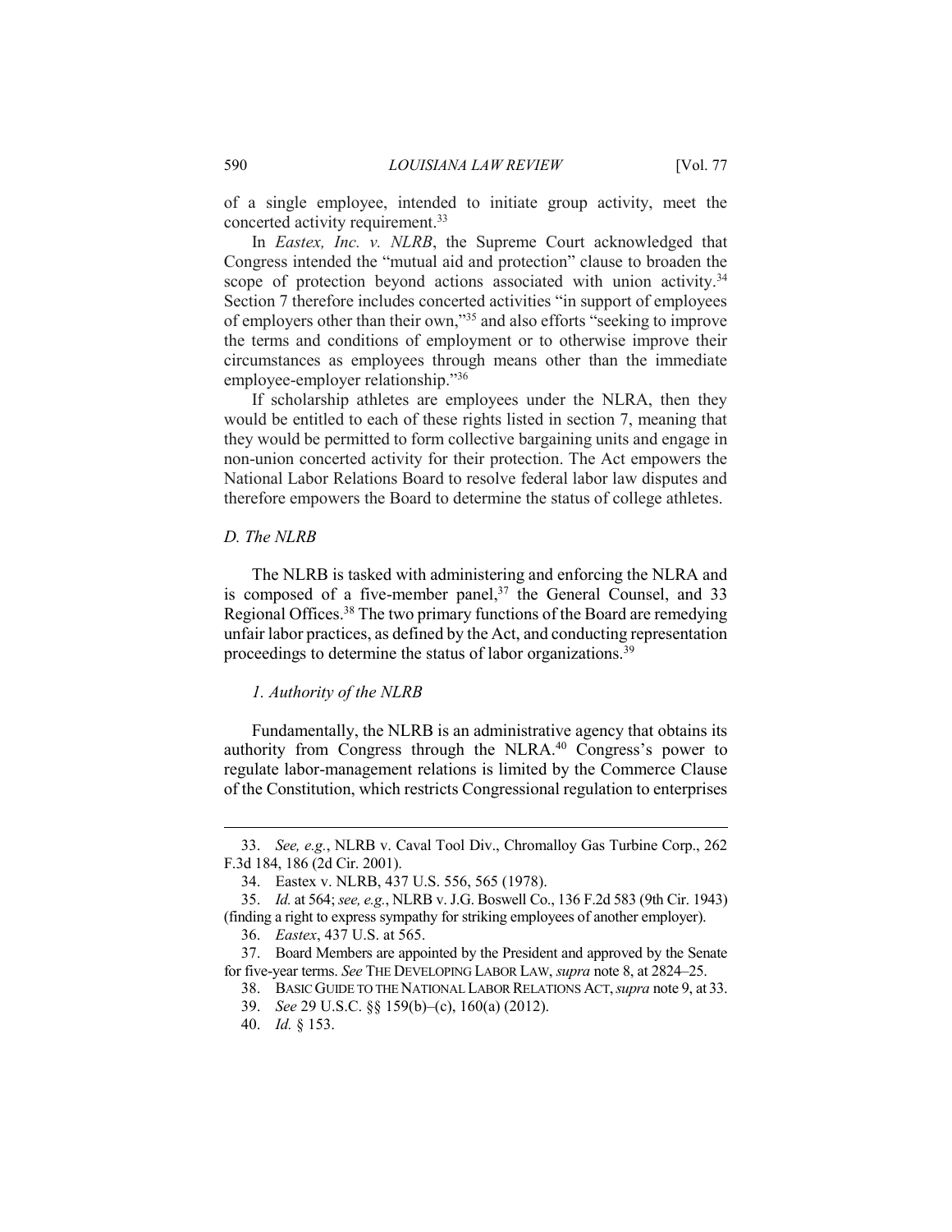of a single employee, intended to initiate group activity, meet the concerted activity requirement.[33]

In *Eastex, Inc. v. NLRB*, the Supreme Court acknowledged that Congress intended the "mutual aid and protection" clause to broaden the scope of protection beyond actions associated with union activity.[34] Section 7 therefore includes concerted activities "in support of employees of employers other than their own,"[35] and also efforts "seeking to improve the terms and conditions of employment or to otherwise improve their circumstances as employees through means other than the immediate employee-employer relationship."[36]

If scholarship athletes are employees under the NLRA, then they would be entitled to each of these rights listed in section 7, meaning that they would be permitted to form collective bargaining units and engage in non-union concerted activity for their protection. The Act empowers the National Labor Relations Board to resolve federal labor law disputes and therefore empowers the Board to determine the status of college athletes.

### *D. The NLRB*

The NLRB is tasked with administering and enforcing the NLRA and is composed of a five-member panel,[37] the General Counsel, and 33 Regional Offices.[38] The two primary functions of the Board are remedying unfair labor practices, as defined by the Act, and conducting representation proceedings to determine the status of labor organizations.[39]

#### *1. Authority of the NLRB*

Fundamentally, the NLRB is an administrative agency that obtains its authority from Congress through the NLRA.[40] Congress's power to regulate labor-management relations is limited by the Commerce Clause of the Constitution, which restricts Congressional regulation to enterprises

---

33. *See, e.g.*, NLRB v. Caval Tool Div., Chromalloy Gas Turbine Corp., 262 F.3d 184, 186 (2d Cir. 2001).

34. Eastex v. NLRB, 437 U.S. 556, 565 (1978).

35. *Id.* at 564; *see, e.g.*, NLRB v. J.G. Boswell Co., 136 F.2d 583 (9th Cir. 1943) (finding a right to express sympathy for striking employees of another employer).

36. *Eastex*, 437 U.S. at 565.

37. Board Members are appointed by the President and approved by the Senate for five-year terms. *See* THE DEVELOPING LABOR LAW, *supra* note 8, at 2824–25.

38. BASIC GUIDE TO THE NATIONAL LABOR RELATIONS ACT, *supra* note 9, at 33.

39. *See* 29 U.S.C. §§ 159(b)–(c), 160(a) (2012).

40. *Id.* § 153.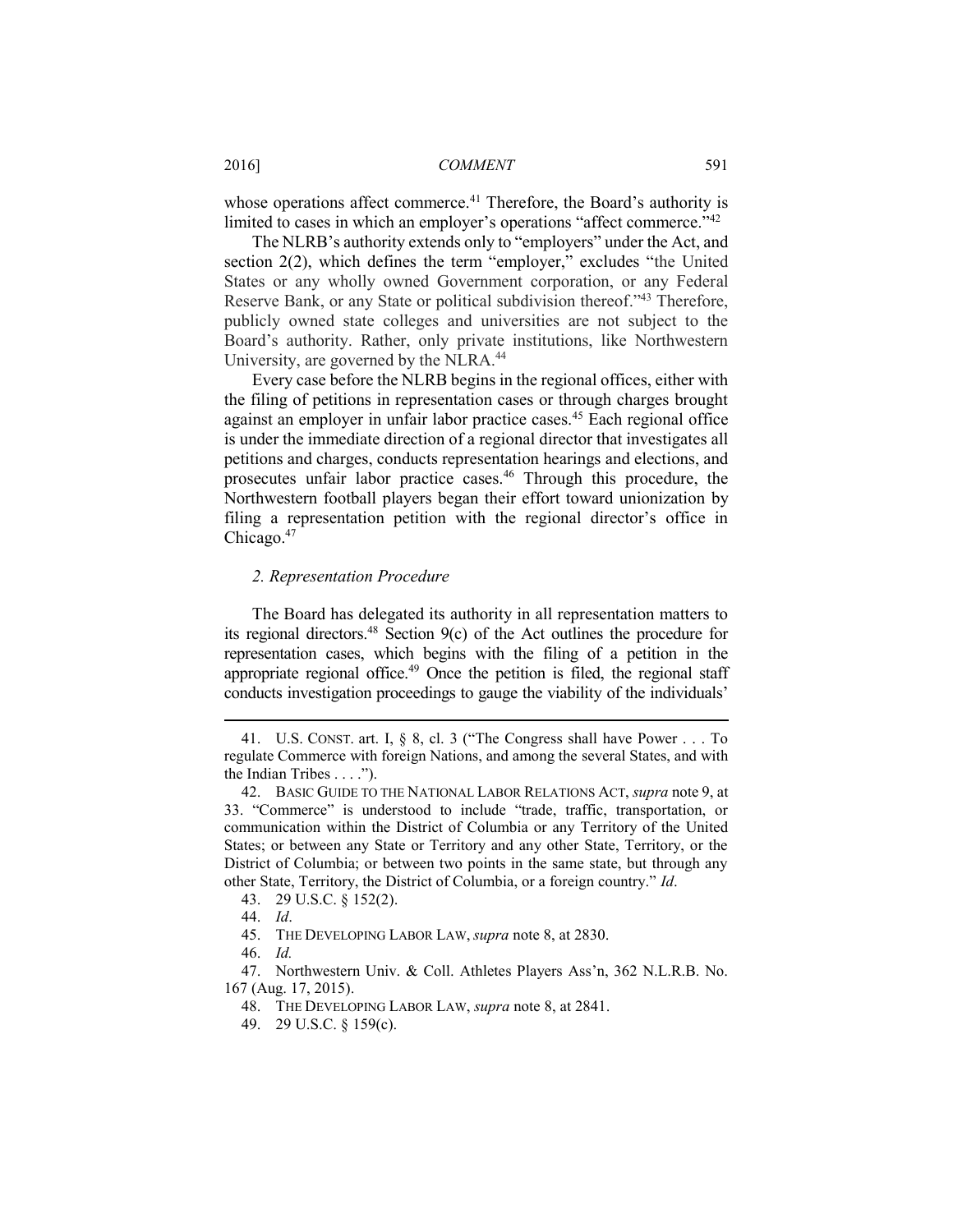whose operations affect commerce.[41] Therefore, the Board's authority is limited to cases in which an employer's operations "affect commerce."[42]

The NLRB's authority extends only to "employers" under the Act, and section 2(2), which defines the term "employer," excludes "the United States or any wholly owned Government corporation, or any Federal Reserve Bank, or any State or political subdivision thereof."[43] Therefore, publicly owned state colleges and universities are not subject to the Board's authority. Rather, only private institutions, like Northwestern University, are governed by the NLRA.[44]

Every case before the NLRB begins in the regional offices, either with the filing of petitions in representation cases or through charges brought against an employer in unfair labor practice cases.[45] Each regional office is under the immediate direction of a regional director that investigates all petitions and charges, conducts representation hearings and elections, and prosecutes unfair labor practice cases.[46] Through this procedure, the Northwestern football players began their effort toward unionization by filing a representation petition with the regional director's office in Chicago.[47]

### *2. Representation Procedure*

The Board has delegated its authority in all representation matters to its regional directors.[48] Section 9(c) of the Act outlines the procedure for representation cases, which begins with the filing of a petition in the appropriate regional office.[49] Once the petition is filed, the regional staff conducts investigation proceedings to gauge the viability of the individuals'

---

41. U.S. CONST. art. I, § 8, cl. 3 ("The Congress shall have Power . . . To regulate Commerce with foreign Nations, and among the several States, and with the Indian Tribes . . . .").

42. BASIC GUIDE TO THE NATIONAL LABOR RELATIONS ACT, *supra* note 9, at 33. "Commerce" is understood to include "trade, traffic, transportation, or communication within the District of Columbia or any Territory of the United States; or between any State or Territory and any other State, Territory, or the District of Columbia; or between two points in the same state, but through any other State, Territory, the District of Columbia, or a foreign country." *Id*.

43. 29 U.S.C. § 152(2).

44. *Id*.

45. THE DEVELOPING LABOR LAW, *supra* note 8, at 2830.

46. *Id.*

47. Northwestern Univ. & Coll. Athletes Players Ass'n, 362 N.L.R.B. No. 167 (Aug. 17, 2015).

48. THE DEVELOPING LABOR LAW, *supra* note 8, at 2841.

49. 29 U.S.C. § 159(c).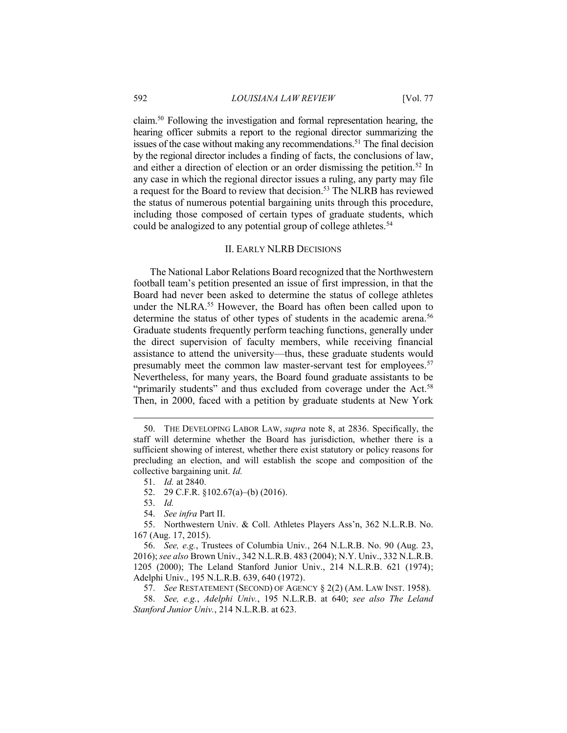claim.[50] Following the investigation and formal representation hearing, the hearing officer submits a report to the regional director summarizing the issues of the case without making any recommendations.[51] The final decision by the regional director includes a finding of facts, the conclusions of law, and either a direction of election or an order dismissing the petition.[52] In any case in which the regional director issues a ruling, any party may file a request for the Board to review that decision.[53] The NLRB has reviewed the status of numerous potential bargaining units through this procedure, including those composed of certain types of graduate students, which could be analogized to any potential group of college athletes.[54]

## II. EARLY NLRB DECISIONS

The National Labor Relations Board recognized that the Northwestern football team's petition presented an issue of first impression, in that the Board had never been asked to determine the status of college athletes under the NLRA.[55] However, the Board has often been called upon to determine the status of other types of students in the academic arena.[56] Graduate students frequently perform teaching functions, generally under the direct supervision of faculty members, while receiving financial assistance to attend the university—thus, these graduate students would presumably meet the common law master-servant test for employees.[57] Nevertheless, for many years, the Board found graduate assistants to be "primarily students" and thus excluded from coverage under the Act.[58] Then, in 2000, faced with a petition by graduate students at New York

---

50. THE DEVELOPING LABOR LAW, *supra* note 8, at 2836. Specifically, the staff will determine whether the Board has jurisdiction, whether there is a sufficient showing of interest, whether there exist statutory or policy reasons for precluding an election, and will establish the scope and composition of the collective bargaining unit. *Id.*

51. *Id.* at 2840.

52. 29 C.F.R. §102.67(a)–(b) (2016).

53. *Id.*

54. *See infra* Part II.

55. Northwestern Univ. & Coll. Athletes Players Ass'n, 362 N.L.R.B. No. 167 (Aug. 17, 2015).

56. *See, e.g.*, Trustees of Columbia Univ., 264 N.L.R.B. No. 90 (Aug. 23, 2016); *see also* Brown Univ., 342 N.L.R.B. 483 (2004); N.Y. Univ., 332 N.L.R.B. 1205 (2000); The Leland Stanford Junior Univ., 214 N.L.R.B. 621 (1974); Adelphi Univ., 195 N.L.R.B. 639, 640 (1972).

57. *See* RESTATEMENT (SECOND) OF AGENCY § 2(2) (AM. LAW INST. 1958).

58. *See, e.g.*, *Adelphi Univ.*, 195 N.L.R.B. at 640; *see also The Leland Stanford Junior Univ.*, 214 N.L.R.B. at 623.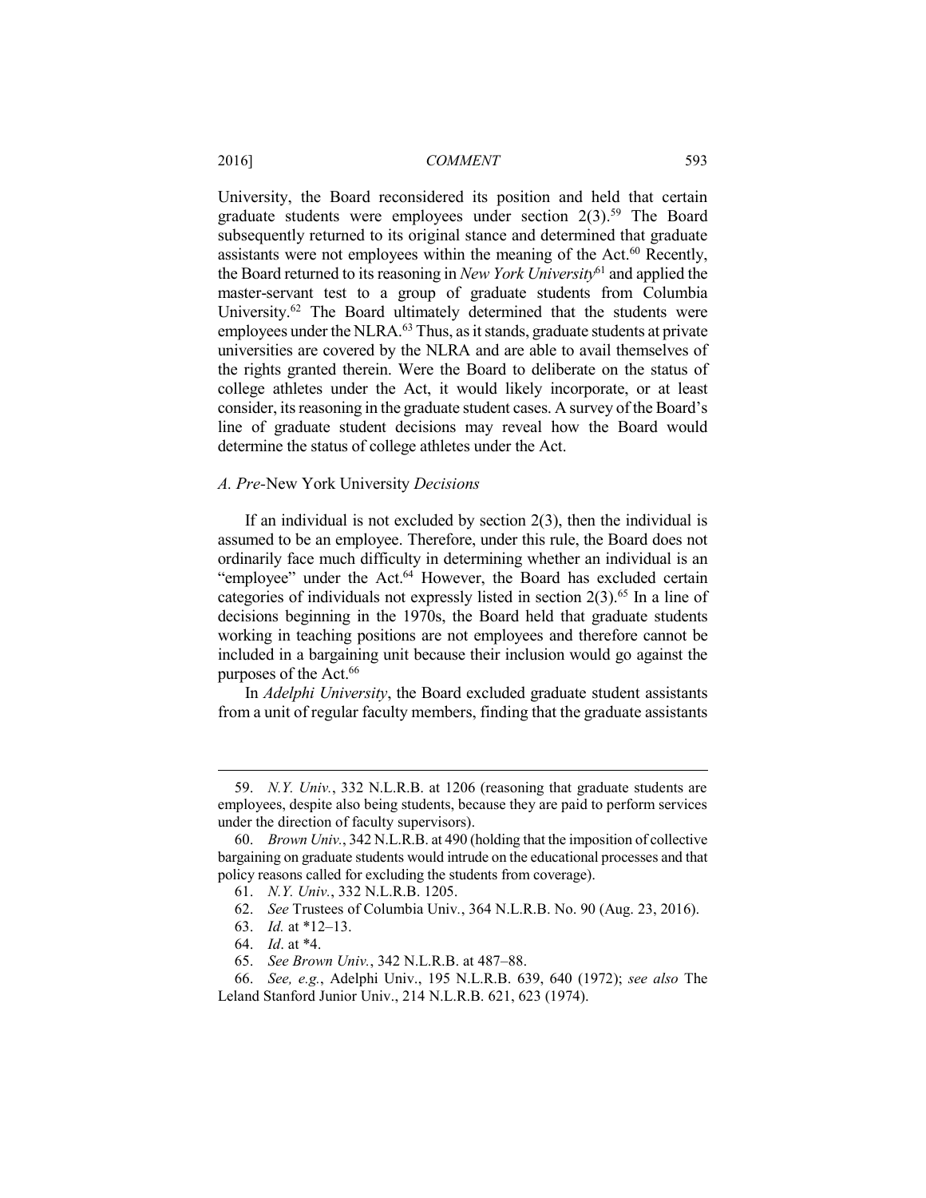University, the Board reconsidered its position and held that certain graduate students were employees under section 2(3).[59] The Board subsequently returned to its original stance and determined that graduate assistants were not employees within the meaning of the Act.[60] Recently, the Board returned to its reasoning in *New York University*[61] and applied the master-servant test to a group of graduate students from Columbia University.[62] The Board ultimately determined that the students were employees under the NLRA.[63] Thus, as it stands, graduate students at private universities are covered by the NLRA and are able to avail themselves of the rights granted therein. Were the Board to deliberate on the status of college athletes under the Act, it would likely incorporate, or at least consider, its reasoning in the graduate student cases. A survey of the Board's line of graduate student decisions may reveal how the Board would determine the status of college athletes under the Act.

### *A. Pre-*New York University *Decisions*

If an individual is not excluded by section 2(3), then the individual is assumed to be an employee. Therefore, under this rule, the Board does not ordinarily face much difficulty in determining whether an individual is an "employee" under the Act.[64] However, the Board has excluded certain categories of individuals not expressly listed in section 2(3).[65] In a line of decisions beginning in the 1970s, the Board held that graduate students working in teaching positions are not employees and therefore cannot be included in a bargaining unit because their inclusion would go against the purposes of the Act.[66]

In *Adelphi University*, the Board excluded graduate student assistants from a unit of regular faculty members, finding that the graduate assistants

---

59. *N.Y. Univ.*, 332 N.L.R.B. at 1206 (reasoning that graduate students are employees, despite also being students, because they are paid to perform services under the direction of faculty supervisors).

60. *Brown Univ.*, 342 N.L.R.B. at 490 (holding that the imposition of collective bargaining on graduate students would intrude on the educational processes and that policy reasons called for excluding the students from coverage).

61. *N.Y. Univ.*, 332 N.L.R.B. 1205.

62. *See* Trustees of Columbia Univ., 364 N.L.R.B. No. 90 (Aug. 23, 2016).

63. *Id.* at *12–13.

64. *Id*. at *4.

65. *See Brown Univ.*, 342 N.L.R.B. at 487–88.

66. *See, e.g.*, Adelphi Univ., 195 N.L.R.B. 639, 640 (1972); *see also* The Leland Stanford Junior Univ., 214 N.L.R.B. 621, 623 (1974).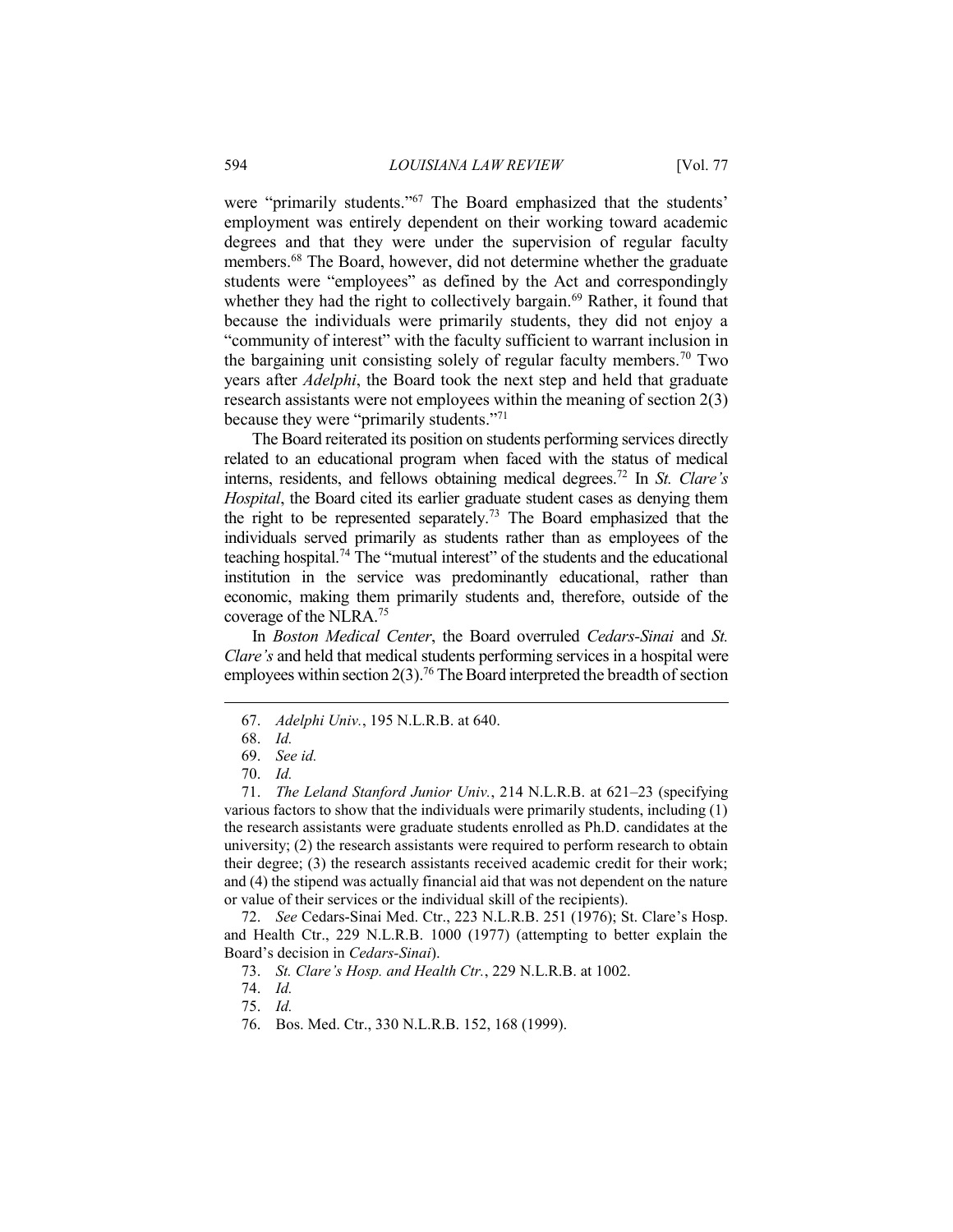were "primarily students."[67] The Board emphasized that the students' employment was entirely dependent on their working toward academic degrees and that they were under the supervision of regular faculty members.[68] The Board, however, did not determine whether the graduate students were "employees" as defined by the Act and correspondingly whether they had the right to collectively bargain.[69] Rather, it found that because the individuals were primarily students, they did not enjoy a "community of interest" with the faculty sufficient to warrant inclusion in the bargaining unit consisting solely of regular faculty members.[70] Two years after *Adelphi*, the Board took the next step and held that graduate research assistants were not employees within the meaning of section 2(3) because they were "primarily students."[71]

The Board reiterated its position on students performing services directly related to an educational program when faced with the status of medical interns, residents, and fellows obtaining medical degrees.[72] In *St. Clare's Hospital*, the Board cited its earlier graduate student cases as denying them the right to be represented separately.[73] The Board emphasized that the individuals served primarily as students rather than as employees of the teaching hospital.[74] The "mutual interest" of the students and the educational institution in the service was predominantly educational, rather than economic, making them primarily students and, therefore, outside of the coverage of the NLRA.[75]

In *Boston Medical Center*, the Board overruled *Cedars-Sinai* and *St. Clare's* and held that medical students performing services in a hospital were employees within section 2(3).[76] The Board interpreted the breadth of section

---

67. *Adelphi Univ.*, 195 N.L.R.B. at 640.

68. *Id.*

69. *See id.*

70. *Id.*

71. *The Leland Stanford Junior Univ.*, 214 N.L.R.B. at 621–23 (specifying various factors to show that the individuals were primarily students, including (1) the research assistants were graduate students enrolled as Ph.D. candidates at the university; (2) the research assistants were required to perform research to obtain their degree; (3) the research assistants received academic credit for their work; and (4) the stipend was actually financial aid that was not dependent on the nature or value of their services or the individual skill of the recipients).

72. *See* Cedars-Sinai Med. Ctr., 223 N.L.R.B. 251 (1976); St. Clare's Hosp. and Health Ctr., 229 N.L.R.B. 1000 (1977) (attempting to better explain the Board's decision in *Cedars-Sinai*).

73. *St. Clare's Hosp. and Health Ctr.*, 229 N.L.R.B. at 1002.

74. *Id.*

75. *Id.*

76. Bos. Med. Ctr., 330 N.L.R.B. 152, 168 (1999).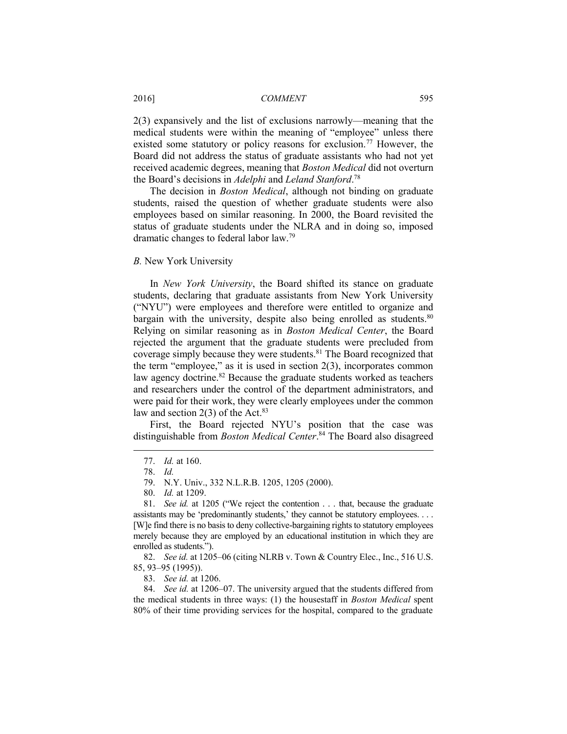2(3) expansively and the list of exclusions narrowly—meaning that the medical students were within the meaning of "employee" unless there existed some statutory or policy reasons for exclusion.[77] However, the Board did not address the status of graduate assistants who had not yet received academic degrees, meaning that *Boston Medical* did not overturn the Board's decisions in *Adelphi* and *Leland Stanford*.[78]

The decision in *Boston Medical*, although not binding on graduate students, raised the question of whether graduate students were also employees based on similar reasoning. In 2000, the Board revisited the status of graduate students under the NLRA and in doing so, imposed dramatic changes to federal labor law.[79]

### *B.* New York University

In *New York University*, the Board shifted its stance on graduate students, declaring that graduate assistants from New York University ("NYU") were employees and therefore were entitled to organize and bargain with the university, despite also being enrolled as students.[80] Relying on similar reasoning as in *Boston Medical Center*, the Board rejected the argument that the graduate students were precluded from coverage simply because they were students.[81] The Board recognized that the term "employee," as it is used in section 2(3), incorporates common law agency doctrine.[82] Because the graduate students worked as teachers and researchers under the control of the department administrators, and were paid for their work, they were clearly employees under the common law and section 2(3) of the Act.[83]

First, the Board rejected NYU's position that the case was distinguishable from *Boston Medical Center*.[84] The Board also disagreed

---

77. *Id.* at 160.

78. *Id.*

79. N.Y. Univ., 332 N.L.R.B. 1205, 1205 (2000).

80. *Id.* at 1209.

81. *See id.* at 1205 ("We reject the contention . . . that, because the graduate assistants may be 'predominantly students,' they cannot be statutory employees. . . . [W]e find there is no basis to deny collective-bargaining rights to statutory employees merely because they are employed by an educational institution in which they are enrolled as students.").

82. *See id.* at 1205–06 (citing NLRB v. Town & Country Elec., Inc., 516 U.S. 85, 93–95 (1995)).

83. *See id.* at 1206.

84. *See id.* at 1206–07. The university argued that the students differed from the medical students in three ways: (1) the housestaff in *Boston Medical* spent 80% of their time providing services for the hospital, compared to the graduate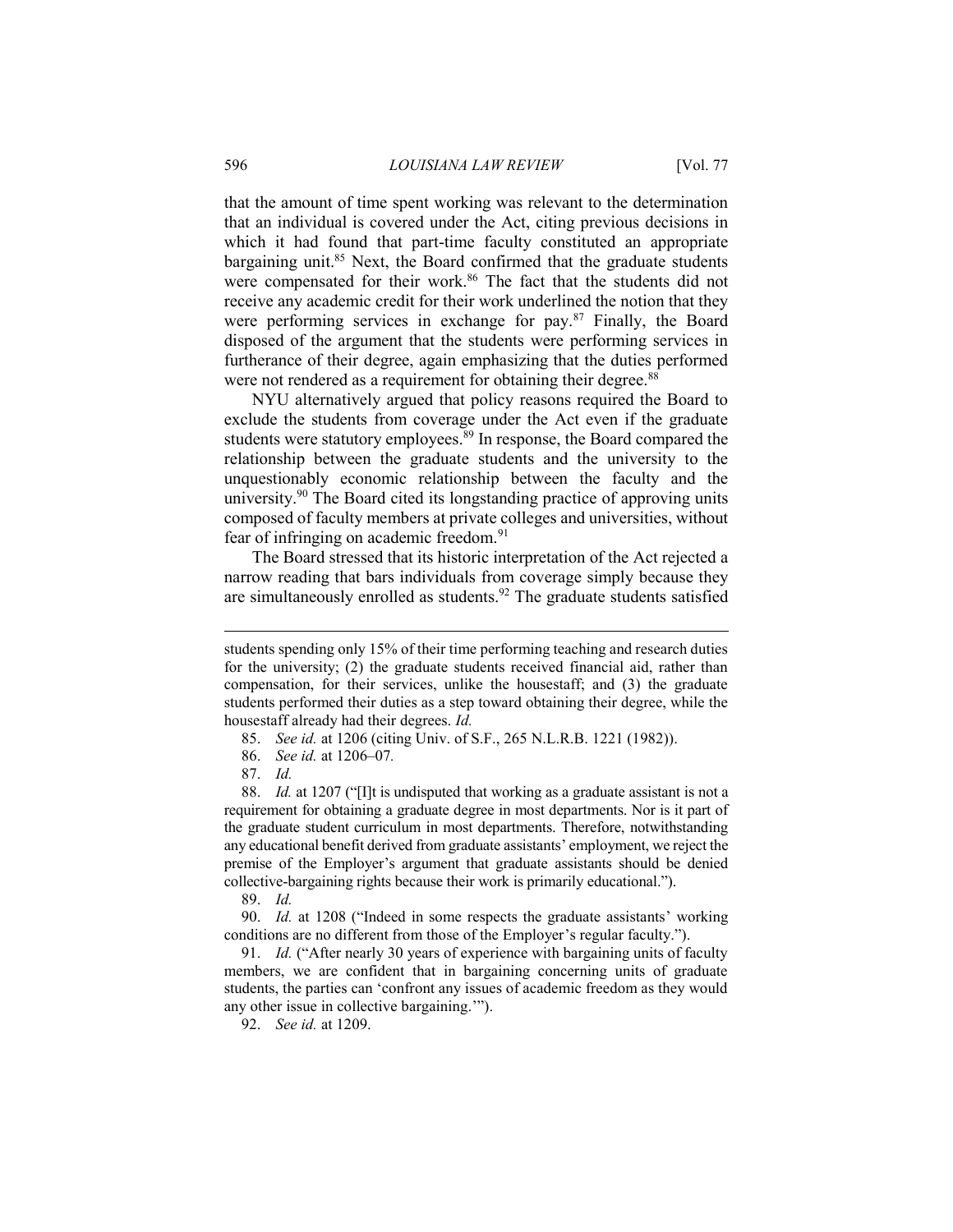that the amount of time spent working was relevant to the determination that an individual is covered under the Act, citing previous decisions in which it had found that part-time faculty constituted an appropriate bargaining unit.[85] Next, the Board confirmed that the graduate students were compensated for their work.[86] The fact that the students did not receive any academic credit for their work underlined the notion that they were performing services in exchange for pay.[87] Finally, the Board disposed of the argument that the students were performing services in furtherance of their degree, again emphasizing that the duties performed were not rendered as a requirement for obtaining their degree.[88]

NYU alternatively argued that policy reasons required the Board to exclude the students from coverage under the Act even if the graduate students were statutory employees.[89] In response, the Board compared the relationship between the graduate students and the university to the unquestionably economic relationship between the faculty and the university.[90] The Board cited its longstanding practice of approving units composed of faculty members at private colleges and universities, without fear of infringing on academic freedom.[91]

The Board stressed that its historic interpretation of the Act rejected a narrow reading that bars individuals from coverage simply because they are simultaneously enrolled as students.[92] The graduate students satisfied

---

students spending only 15% of their time performing teaching and research duties for the university; (2) the graduate students received financial aid, rather than compensation, for their services, unlike the housestaff; and (3) the graduate students performed their duties as a step toward obtaining their degree, while the housestaff already had their degrees. *Id.*

85. *See id.* at 1206 (citing Univ. of S.F., 265 N.L.R.B. 1221 (1982)).

86. *See id.* at 1206–07*.*

87. *Id.*

88. *Id.* at 1207 ("[I]t is undisputed that working as a graduate assistant is not a requirement for obtaining a graduate degree in most departments. Nor is it part of the graduate student curriculum in most departments. Therefore, notwithstanding any educational benefit derived from graduate assistants' employment, we reject the premise of the Employer's argument that graduate assistants should be denied collective-bargaining rights because their work is primarily educational.").

89. *Id.*

90. *Id.* at 1208 ("Indeed in some respects the graduate assistants' working conditions are no different from those of the Employer's regular faculty.").

91. *Id.* ("After nearly 30 years of experience with bargaining units of faculty members, we are confident that in bargaining concerning units of graduate students, the parties can 'confront any issues of academic freedom as they would any other issue in collective bargaining.'").

92. *See id.* at 1209.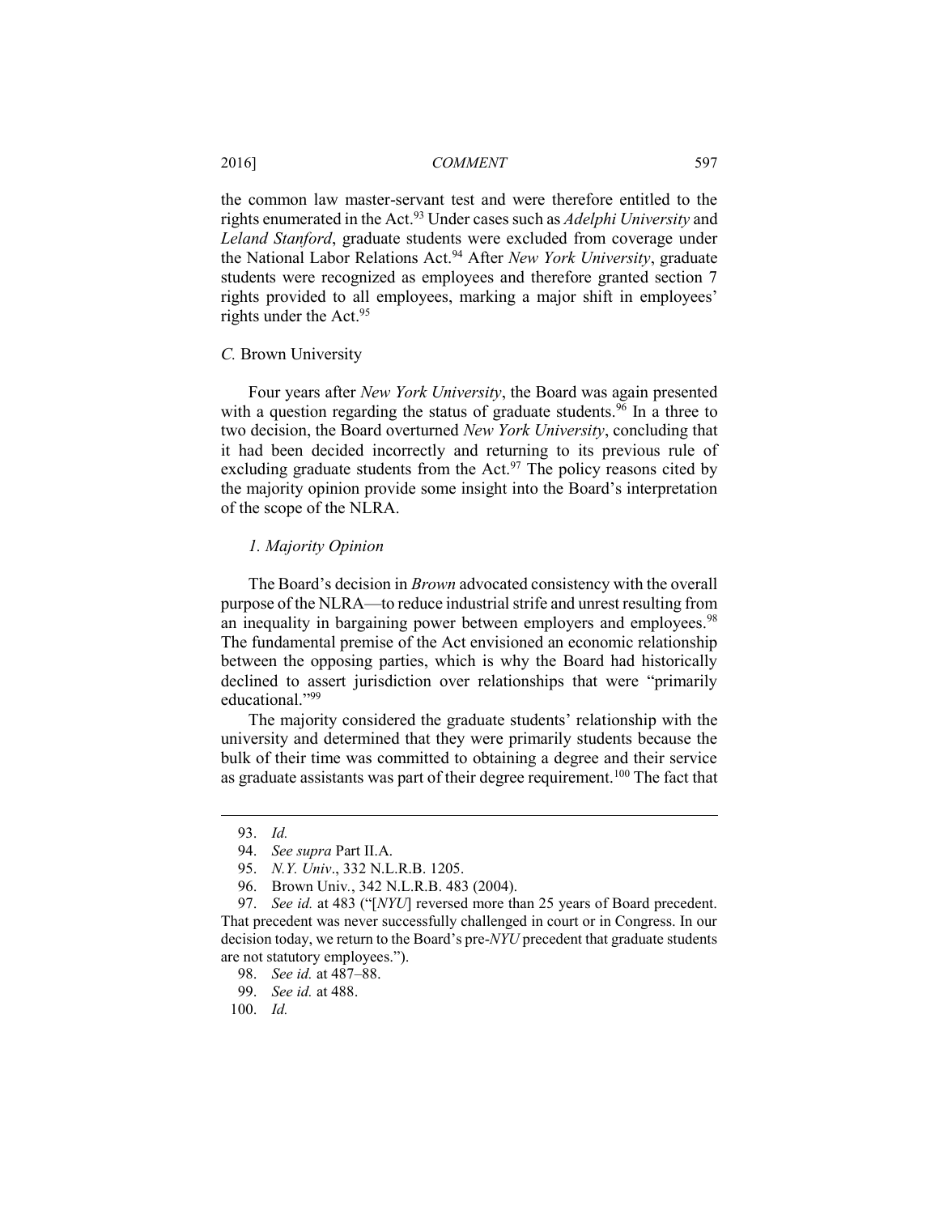the common law master-servant test and were therefore entitled to the rights enumerated in the Act.[93] Under cases such as *Adelphi University* and *Leland Stanford*, graduate students were excluded from coverage under the National Labor Relations Act.[94] After *New York University*, graduate students were recognized as employees and therefore granted section 7 rights provided to all employees, marking a major shift in employees' rights under the Act.[95]

### *C.* Brown University

Four years after *New York University*, the Board was again presented with a question regarding the status of graduate students.[96] In a three to two decision, the Board overturned *New York University*, concluding that it had been decided incorrectly and returning to its previous rule of excluding graduate students from the Act.[97] The policy reasons cited by the majority opinion provide some insight into the Board's interpretation of the scope of the NLRA.

#### *1. Majority Opinion*

The Board's decision in *Brown* advocated consistency with the overall purpose of the NLRA—to reduce industrial strife and unrest resulting from an inequality in bargaining power between employers and employees.[98] The fundamental premise of the Act envisioned an economic relationship between the opposing parties, which is why the Board had historically declined to assert jurisdiction over relationships that were "primarily educational."[99]

The majority considered the graduate students' relationship with the university and determined that they were primarily students because the bulk of their time was committed to obtaining a degree and their service as graduate assistants was part of their degree requirement.[100] The fact that

---

93. *Id.*

94. *See supra* Part II.A.

95. *N.Y. Univ*., 332 N.L.R.B. 1205.

96. Brown Univ., 342 N.L.R.B. 483 (2004).

97. *See id.* at 483 ("[*NYU*] reversed more than 25 years of Board precedent. That precedent was never successfully challenged in court or in Congress. In our decision today, we return to the Board's pre-*NYU* precedent that graduate students are not statutory employees.").

98. *See id.* at 487–88.

99. *See id.* at 488.

100. *Id.*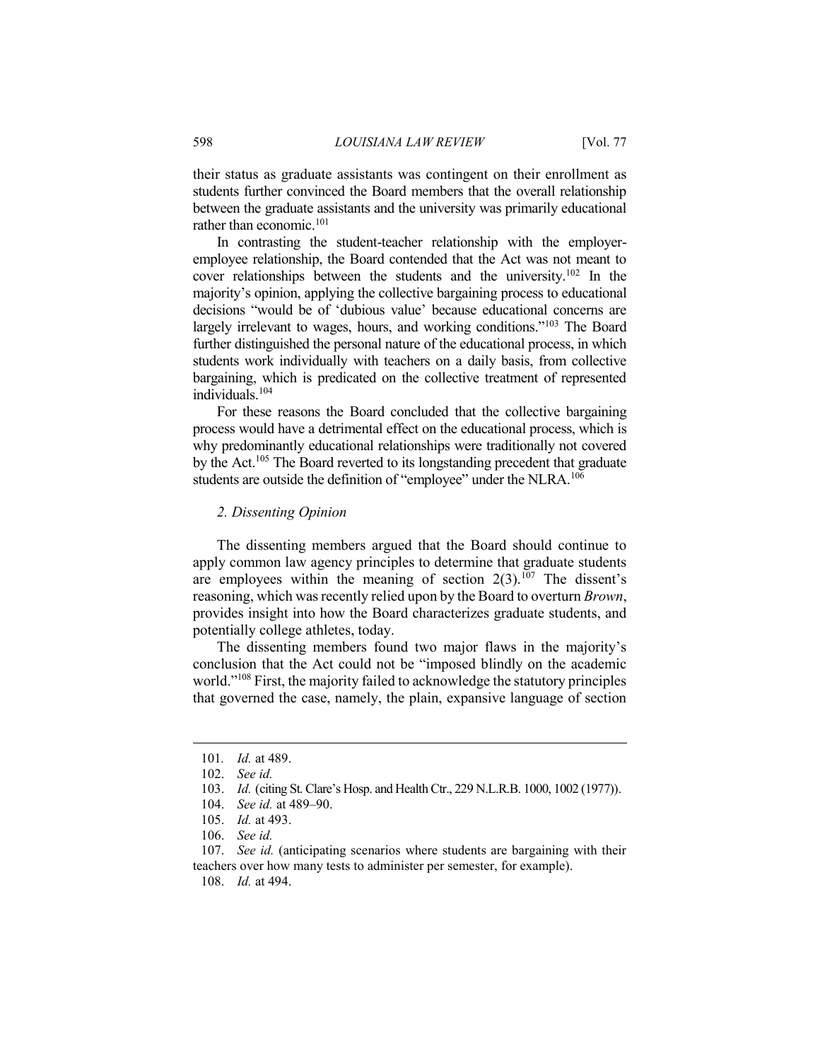their status as graduate assistants was contingent on their enrollment as students further convinced the Board members that the overall relationship between the graduate assistants and the university was primarily educational rather than economic.[101]

In contrasting the student-teacher relationship with the employer-employee relationship, the Board contended that the Act was not meant to cover relationships between the students and the university.[102] In the majority's opinion, applying the collective bargaining process to educational decisions "would be of 'dubious value' because educational concerns are largely irrelevant to wages, hours, and working conditions."[103] The Board further distinguished the personal nature of the educational process, in which students work individually with teachers on a daily basis, from collective bargaining, which is predicated on the collective treatment of represented individuals.[104]

For these reasons the Board concluded that the collective bargaining process would have a detrimental effect on the educational process, which is why predominantly educational relationships were traditionally not covered by the Act.[105] The Board reverted to its longstanding precedent that graduate students are outside the definition of "employee" under the NLRA.[106]

### *2. Dissenting Opinion*

The dissenting members argued that the Board should continue to apply common law agency principles to determine that graduate students are employees within the meaning of section 2(3).[107] The dissent's reasoning, which was recently relied upon by the Board to overturn *Brown*, provides insight into how the Board characterizes graduate students, and potentially college athletes, today.

The dissenting members found two major flaws in the majority's conclusion that the Act could not be "imposed blindly on the academic world."[108] First, the majority failed to acknowledge the statutory principles that governed the case, namely, the plain, expansive language of section

---

101. *Id.* at 489.

102. *See id.*

103. *Id.* (citing St. Clare's Hosp. and Health Ctr., 229 N.L.R.B. 1000, 1002 (1977)).

104. *See id.* at 489–90.

105. *Id.* at 493.

106. *See id.*

107. *See id.* (anticipating scenarios where students are bargaining with their teachers over how many tests to administer per semester, for example).

108. *Id.* at 494.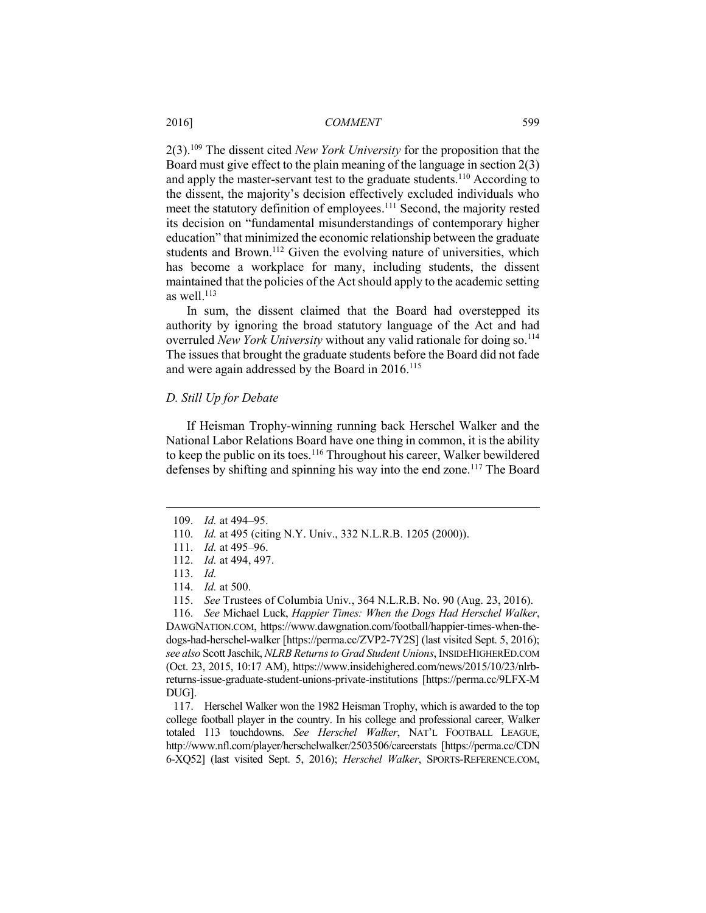2(3).[109] The dissent cited *New York University* for the proposition that the Board must give effect to the plain meaning of the language in section 2(3) and apply the master-servant test to the graduate students.[110] According to the dissent, the majority's decision effectively excluded individuals who meet the statutory definition of employees.[111] Second, the majority rested its decision on "fundamental misunderstandings of contemporary higher education" that minimized the economic relationship between the graduate students and Brown.[112] Given the evolving nature of universities, which has become a workplace for many, including students, the dissent maintained that the policies of the Act should apply to the academic setting as well.[113]

In sum, the dissent claimed that the Board had overstepped its authority by ignoring the broad statutory language of the Act and had overruled *New York University* without any valid rationale for doing so.[114] The issues that brought the graduate students before the Board did not fade and were again addressed by the Board in 2016.[115]

### *D. Still Up for Debate*

If Heisman Trophy-winning running back Herschel Walker and the National Labor Relations Board have one thing in common, it is the ability to keep the public on its toes.[116] Throughout his career, Walker bewildered defenses by shifting and spinning his way into the end zone.[117] The Board

---

109. *Id.* at 494–95.

110. *Id.* at 495 (citing N.Y. Univ., 332 N.L.R.B. 1205 (2000)).

111. *Id.* at 495–96.

112. *Id.* at 494, 497.

113. *Id.*

114. *Id.* at 500.

115. *See* Trustees of Columbia Univ., 364 N.L.R.B. No. 90 (Aug. 23, 2016).

116. *See* Michael Luck, *Happier Times: When the Dogs Had Herschel Walker*, DAWGNATION.COM, https://www.dawgnation.com/football/happier-times-when-the-dogs-had-herschel-walker [https://perma.cc/ZVP2-7Y2S] (last visited Sept. 5, 2016); *see also* Scott Jaschik, *NLRB Returns to Grad Student Unions*, INSIDEHIGHERED.COM (Oct. 23, 2015, 10:17 AM), https://www.insidehighered.com/news/2015/10/23/nlrb-returns-issue-graduate-student-unions-private-institutions [https://perma.cc/9LFX-MDUG].

117. Herschel Walker won the 1982 Heisman Trophy, which is awarded to the top college football player in the country. In his college and professional career, Walker totaled 113 touchdowns. *See Herschel Walker*, NAT'L FOOTBALL LEAGUE, http://www.nfl.com/player/herschelwalker/2503506/careerstats [https://perma.cc/CDN6-XQ52] (last visited Sept. 5, 2016); *Herschel Walker*, SPORTS-REFERENCE.COM,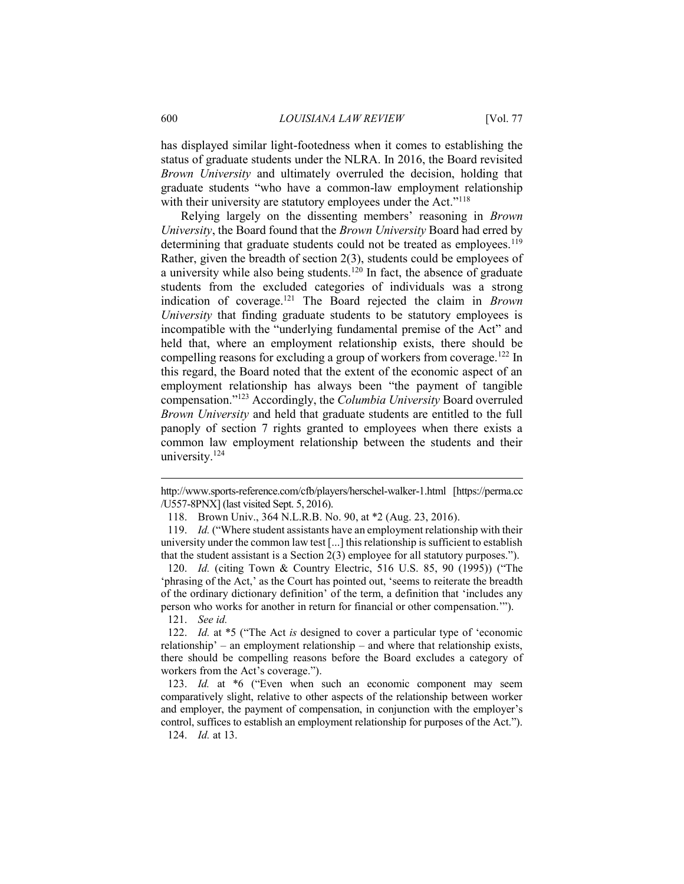has displayed similar light-footedness when it comes to establishing the status of graduate students under the NLRA. In 2016, the Board revisited *Brown University* and ultimately overruled the decision, holding that graduate students "who have a common-law employment relationship with their university are statutory employees under the Act."[118]

Relying largely on the dissenting members' reasoning in *Brown University*, the Board found that the *Brown University* Board had erred by determining that graduate students could not be treated as employees.[119] Rather, given the breadth of section 2(3), students could be employees of a university while also being students.[120] In fact, the absence of graduate students from the excluded categories of individuals was a strong indication of coverage.[121] The Board rejected the claim in *Brown University* that finding graduate students to be statutory employees is incompatible with the "underlying fundamental premise of the Act" and held that, where an employment relationship exists, there should be compelling reasons for excluding a group of workers from coverage.[122] In this regard, the Board noted that the extent of the economic aspect of an employment relationship has always been "the payment of tangible compensation."[123] Accordingly, the *Columbia University* Board overruled *Brown University* and held that graduate students are entitled to the full panoply of section 7 rights granted to employees when there exists a common law employment relationship between the students and their university.[124]

---

http://www.sports-reference.com/cfb/players/herschel-walker-1.html [https://perma.cc/U557-8PNX] (last visited Sept. 5, 2016).

118. Brown Univ., 364 N.L.R.B. No. 90, at *2 (Aug. 23, 2016).

119. *Id.* ("Where student assistants have an employment relationship with their university under the common law test [...] this relationship is sufficient to establish that the student assistant is a Section 2(3) employee for all statutory purposes.").

120. *Id.* (citing Town & Country Electric, 516 U.S. 85, 90 (1995)) ("The 'phrasing of the Act,' as the Court has pointed out, 'seems to reiterate the breadth of the ordinary dictionary definition' of the term, a definition that 'includes any person who works for another in return for financial or other compensation.'").

121. *See id.*

122. *Id.* at *5 ("The Act *is* designed to cover a particular type of 'economic relationship' – an employment relationship – and where that relationship exists, there should be compelling reasons before the Board excludes a category of workers from the Act's coverage.").

123. *Id.* at *6 ("Even when such an economic component may seem comparatively slight, relative to other aspects of the relationship between worker and employer, the payment of compensation, in conjunction with the employer's control, suffices to establish an employment relationship for purposes of the Act.").

124. *Id.* at 13.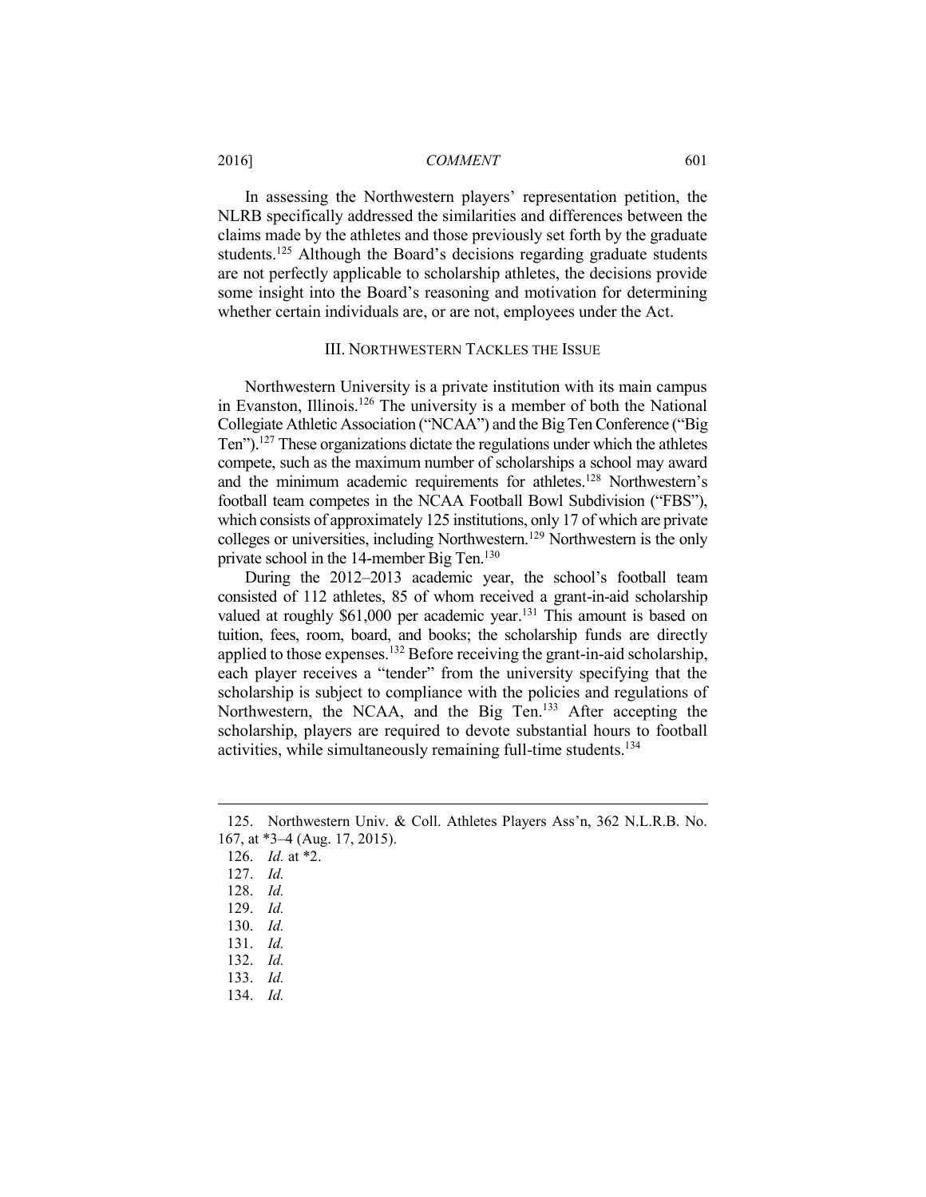In assessing the Northwestern players' representation petition, the NLRB specifically addressed the similarities and differences between the claims made by the athletes and those previously set forth by the graduate students.[125] Although the Board's decisions regarding graduate students are not perfectly applicable to scholarship athletes, the decisions provide some insight into the Board's reasoning and motivation for determining whether certain individuals are, or are not, employees under the Act.

### III. NORTHWESTERN TACKLES THE ISSUE

Northwestern University is a private institution with its main campus in Evanston, Illinois.[126] The university is a member of both the National Collegiate Athletic Association ("NCAA") and the Big Ten Conference ("Big Ten").[127] These organizations dictate the regulations under which the athletes compete, such as the maximum number of scholarships a school may award and the minimum academic requirements for athletes.[128] Northwestern's football team competes in the NCAA Football Bowl Subdivision ("FBS"), which consists of approximately 125 institutions, only 17 of which are private colleges or universities, including Northwestern.[129] Northwestern is the only private school in the 14-member Big Ten.[130]

During the 2012–2013 academic year, the school's football team consisted of 112 athletes, 85 of whom received a grant-in-aid scholarship valued at roughly $61,000 per academic year.[131] This amount is based on tuition, fees, room, board, and books; the scholarship funds are directly applied to those expenses.[132] Before receiving the grant-in-aid scholarship, each player receives a "tender" from the university specifying that the scholarship is subject to compliance with the policies and regulations of Northwestern, the NCAA, and the Big Ten.[133] After accepting the scholarship, players are required to devote substantial hours to football activities, while simultaneously remaining full-time students.[134]

---

125. Northwestern Univ. & Coll. Athletes Players Ass'n, 362 N.L.R.B. No. 167, at *3–4 (Aug. 17, 2015).

126. *Id.* at *2.

127. *Id.*

128. *Id.*

129. *Id.*

130. *Id.*

131. *Id.*

132. *Id.*

133. *Id.*

134. *Id.*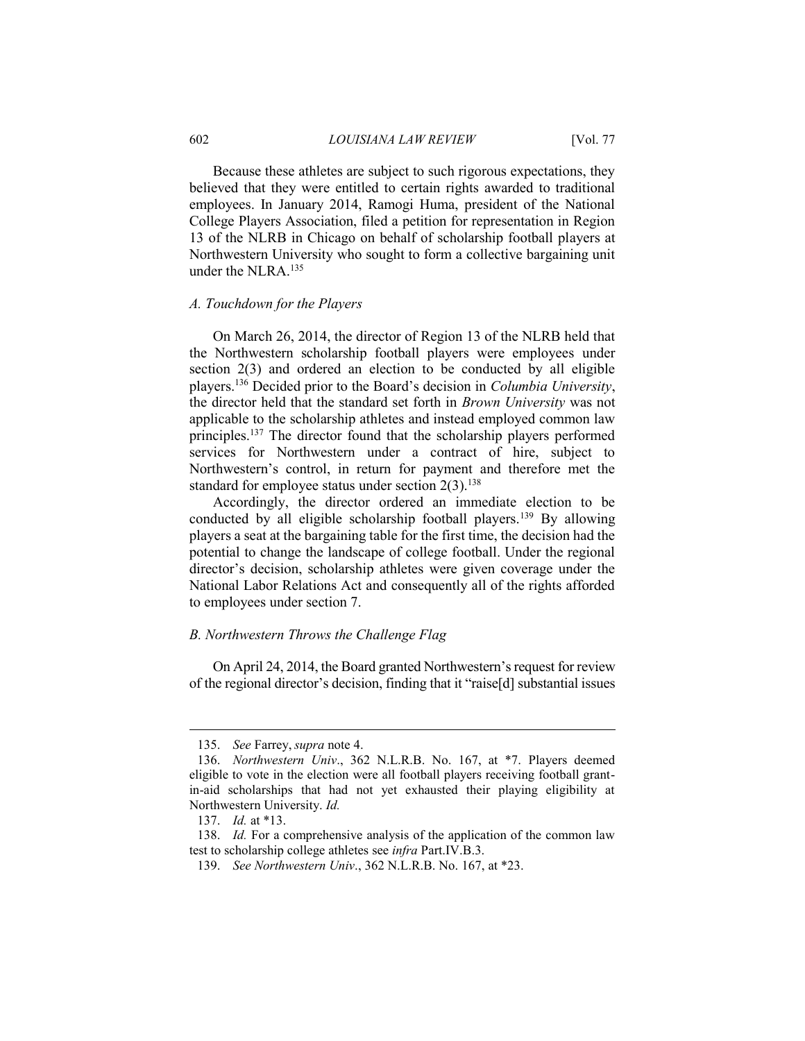Because these athletes are subject to such rigorous expectations, they believed that they were entitled to certain rights awarded to traditional employees. In January 2014, Ramogi Huma, president of the National College Players Association, filed a petition for representation in Region 13 of the NLRB in Chicago on behalf of scholarship football players at Northwestern University who sought to form a collective bargaining unit under the NLRA.[135]

### *A. Touchdown for the Players*

On March 26, 2014, the director of Region 13 of the NLRB held that the Northwestern scholarship football players were employees under section 2(3) and ordered an election to be conducted by all eligible players.[136] Decided prior to the Board's decision in *Columbia University*, the director held that the standard set forth in *Brown University* was not applicable to the scholarship athletes and instead employed common law principles.[137] The director found that the scholarship players performed services for Northwestern under a contract of hire, subject to Northwestern's control, in return for payment and therefore met the standard for employee status under section 2(3).[138]

Accordingly, the director ordered an immediate election to be conducted by all eligible scholarship football players.[139] By allowing players a seat at the bargaining table for the first time, the decision had the potential to change the landscape of college football. Under the regional director's decision, scholarship athletes were given coverage under the National Labor Relations Act and consequently all of the rights afforded to employees under section 7.

### *B. Northwestern Throws the Challenge Flag*

On April 24, 2014, the Board granted Northwestern's request for review of the regional director's decision, finding that it "raise[d] substantial issues

---

135. *See* Farrey, *supra* note 4.

136. *Northwestern Univ*., 362 N.L.R.B. No. 167, at \*7. Players deemed eligible to vote in the election were all football players receiving football grant-in-aid scholarships that had not yet exhausted their playing eligibility at Northwestern University. *Id.*

137. *Id.* at \*13.

138. *Id.* For a comprehensive analysis of the application of the common law test to scholarship college athletes see *infra* Part.IV.B.3.

139. *See Northwestern Univ*., 362 N.L.R.B. No. 167, at \*23.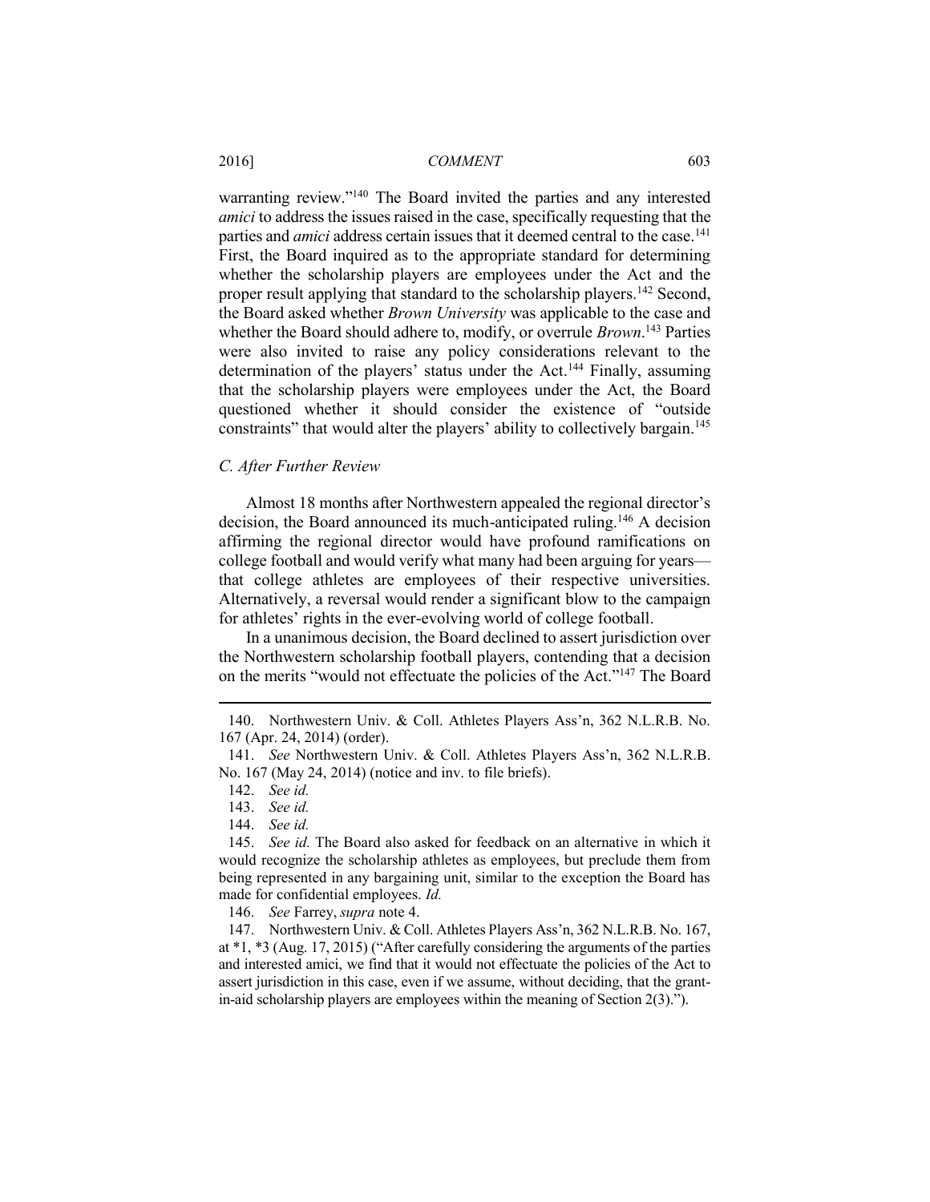warranting review."[140] The Board invited the parties and any interested *amici* to address the issues raised in the case, specifically requesting that the parties and *amici* address certain issues that it deemed central to the case.[141] First, the Board inquired as to the appropriate standard for determining whether the scholarship players are employees under the Act and the proper result applying that standard to the scholarship players.[142] Second, the Board asked whether *Brown University* was applicable to the case and whether the Board should adhere to, modify, or overrule *Brown*.[143] Parties were also invited to raise any policy considerations relevant to the determination of the players' status under the Act.[144] Finally, assuming that the scholarship players were employees under the Act, the Board questioned whether it should consider the existence of "outside constraints" that would alter the players' ability to collectively bargain.[145]

### *C. After Further Review*

Almost 18 months after Northwestern appealed the regional director's decision, the Board announced its much-anticipated ruling.[146] A decision affirming the regional director would have profound ramifications on college football and would verify what many had been arguing for years—that college athletes are employees of their respective universities. Alternatively, a reversal would render a significant blow to the campaign for athletes' rights in the ever-evolving world of college football.

In a unanimous decision, the Board declined to assert jurisdiction over the Northwestern scholarship football players, contending that a decision on the merits "would not effectuate the policies of the Act."[147] The Board

---

140. Northwestern Univ. & Coll. Athletes Players Ass'n, 362 N.L.R.B. No. 167 (Apr. 24, 2014) (order).

141. *See* Northwestern Univ. & Coll. Athletes Players Ass'n, 362 N.L.R.B. No. 167 (May 24, 2014) (notice and inv. to file briefs).

142. *See id.*

143. *See id.*

144. *See id.*

145. *See id.* The Board also asked for feedback on an alternative in which it would recognize the scholarship athletes as employees, but preclude them from being represented in any bargaining unit, similar to the exception the Board has made for confidential employees. *Id.*

146. *See* Farrey, *supra* note 4.

147. Northwestern Univ. & Coll. Athletes Players Ass'n, 362 N.L.R.B. No. 167, at *1, *3 (Aug. 17, 2015) ("After carefully considering the arguments of the parties and interested amici, we find that it would not effectuate the policies of the Act to assert jurisdiction in this case, even if we assume, without deciding, that the grant-in-aid scholarship players are employees within the meaning of Section 2(3).").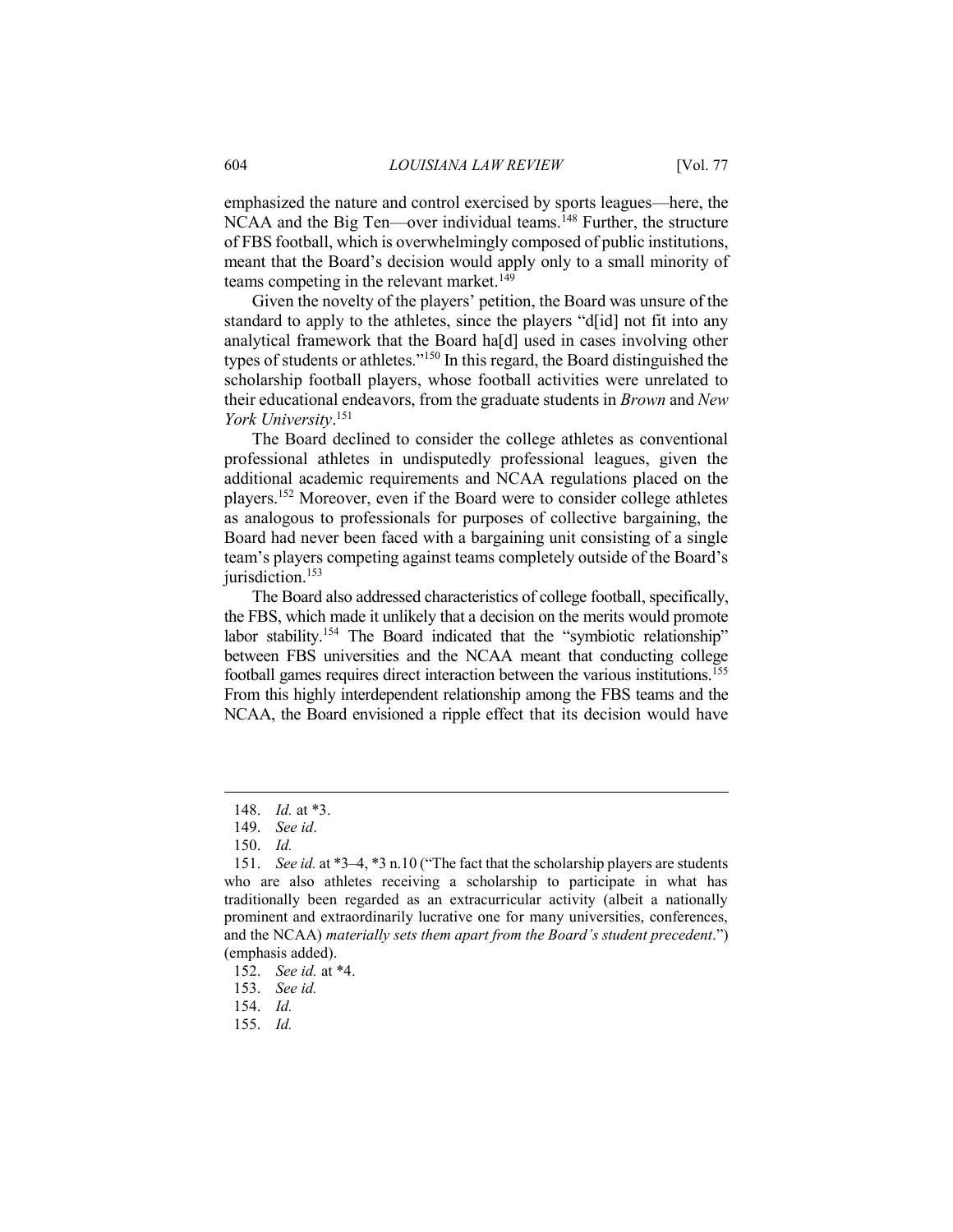emphasized the nature and control exercised by sports leagues—here, the NCAA and the Big Ten—over individual teams.[148] Further, the structure of FBS football, which is overwhelmingly composed of public institutions, meant that the Board's decision would apply only to a small minority of teams competing in the relevant market.[149]

Given the novelty of the players' petition, the Board was unsure of the standard to apply to the athletes, since the players "d[id] not fit into any analytical framework that the Board ha[d] used in cases involving other types of students or athletes."[150] In this regard, the Board distinguished the scholarship football players, whose football activities were unrelated to their educational endeavors, from the graduate students in *Brown* and *New York University*.[151]

The Board declined to consider the college athletes as conventional professional athletes in undisputedly professional leagues, given the additional academic requirements and NCAA regulations placed on the players.[152] Moreover, even if the Board were to consider college athletes as analogous to professionals for purposes of collective bargaining, the Board had never been faced with a bargaining unit consisting of a single team's players competing against teams completely outside of the Board's jurisdiction.[153]

The Board also addressed characteristics of college football, specifically, the FBS, which made it unlikely that a decision on the merits would promote labor stability.[154] The Board indicated that the "symbiotic relationship" between FBS universities and the NCAA meant that conducting college football games requires direct interaction between the various institutions.[155] From this highly interdependent relationship among the FBS teams and the NCAA, the Board envisioned a ripple effect that its decision would have

---

148. *Id.* at *3.

149. *See id*.

150. *Id.*

151. *See id.* at *3–4, *3 n.10 ("The fact that the scholarship players are students who are also athletes receiving a scholarship to participate in what has traditionally been regarded as an extracurricular activity (albeit a nationally prominent and extraordinarily lucrative one for many universities, conferences, and the NCAA) *materially sets them apart from the Board's student precedent*.") (emphasis added).

152. *See id.* at *4.

153. *See id.*

154. *Id.*

155. *Id.*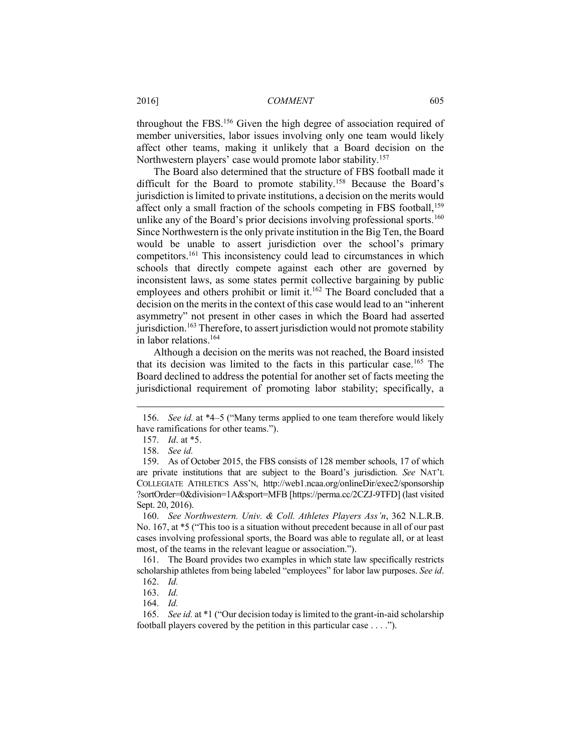throughout the FBS.[156] Given the high degree of association required of member universities, labor issues involving only one team would likely affect other teams, making it unlikely that a Board decision on the Northwestern players' case would promote labor stability.[157]

The Board also determined that the structure of FBS football made it difficult for the Board to promote stability.[158] Because the Board's jurisdiction is limited to private institutions, a decision on the merits would affect only a small fraction of the schools competing in FBS football,[159] unlike any of the Board's prior decisions involving professional sports.[160] Since Northwestern is the only private institution in the Big Ten, the Board would be unable to assert jurisdiction over the school's primary competitors.[161] This inconsistency could lead to circumstances in which schools that directly compete against each other are governed by inconsistent laws, as some states permit collective bargaining by public employees and others prohibit or limit it.[162] The Board concluded that a decision on the merits in the context of this case would lead to an "inherent asymmetry" not present in other cases in which the Board had asserted jurisdiction.[163] Therefore, to assert jurisdiction would not promote stability in labor relations.[164]

Although a decision on the merits was not reached, the Board insisted that its decision was limited to the facts in this particular case.[165] The Board declined to address the potential for another set of facts meeting the jurisdictional requirement of promoting labor stability; specifically, a

---

156. *See id.* at *4–5 ("Many terms applied to one team therefore would likely have ramifications for other teams.").

157. *Id*. at *5.

158. *See id.*

159. As of October 2015, the FBS consists of 128 member schools, 17 of which are private institutions that are subject to the Board's jurisdiction. *See* NAT'L COLLEGIATE ATHLETICS ASS'N, http://web1.ncaa.org/onlineDir/exec2/sponsorship?sortOrder=0&division=1A&sport=MFB [https://perma.cc/2CZJ-9TFD] (last visited Sept. 20, 2016).

160. *See Northwestern. Univ. & Coll. Athletes Players Ass'n*, 362 N.L.R.B. No. 167, at *5 ("This too is a situation without precedent because in all of our past cases involving professional sports, the Board was able to regulate all, or at least most, of the teams in the relevant league or association.").

161. The Board provides two examples in which state law specifically restricts scholarship athletes from being labeled "employees" for labor law purposes. *See id*.

162. *Id.*

163. *Id.*

164. *Id.*

165. *See id.* at *1 ("Our decision today is limited to the grant-in-aid scholarship football players covered by the petition in this particular case . . . .").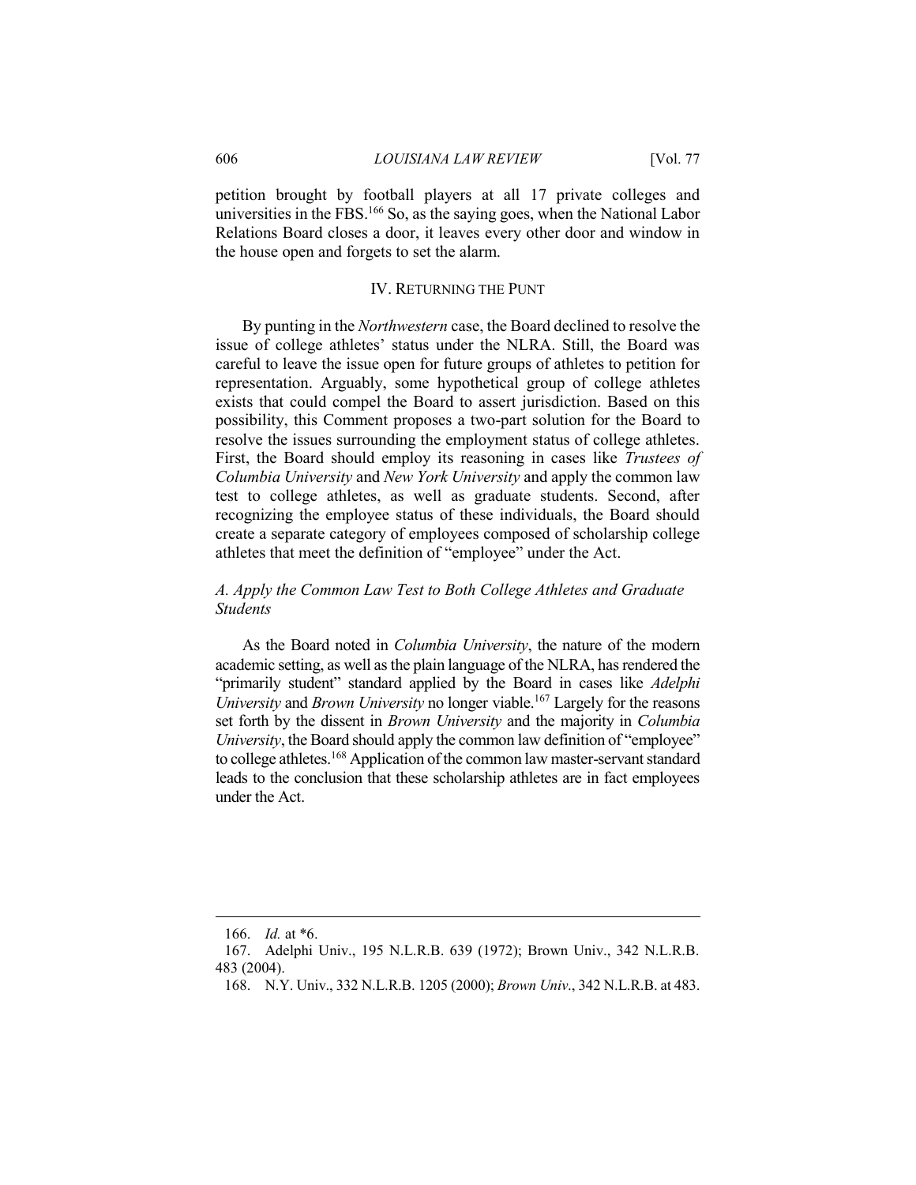petition brought by football players at all 17 private colleges and universities in the FBS.[166] So, as the saying goes, when the National Labor Relations Board closes a door, it leaves every other door and window in the house open and forgets to set the alarm.

## IV. Returning the Punt

By punting in the *Northwestern* case, the Board declined to resolve the issue of college athletes' status under the NLRA. Still, the Board was careful to leave the issue open for future groups of athletes to petition for representation. Arguably, some hypothetical group of college athletes exists that could compel the Board to assert jurisdiction. Based on this possibility, this Comment proposes a two-part solution for the Board to resolve the issues surrounding the employment status of college athletes. First, the Board should employ its reasoning in cases like *Trustees of Columbia University* and *New York University* and apply the common law test to college athletes, as well as graduate students. Second, after recognizing the employee status of these individuals, the Board should create a separate category of employees composed of scholarship college athletes that meet the definition of "employee" under the Act.

### *A. Apply the Common Law Test to Both College Athletes and Graduate Students*

As the Board noted in *Columbia University*, the nature of the modern academic setting, as well as the plain language of the NLRA, has rendered the "primarily student" standard applied by the Board in cases like *Adelphi University* and *Brown University* no longer viable.[167] Largely for the reasons set forth by the dissent in *Brown University* and the majority in *Columbia University*, the Board should apply the common law definition of "employee" to college athletes.[168] Application of the common law master-servant standard leads to the conclusion that these scholarship athletes are in fact employees under the Act.

---

166. *Id.* at *6.

167. Adelphi Univ., 195 N.L.R.B. 639 (1972); Brown Univ., 342 N.L.R.B. 483 (2004).

168. N.Y. Univ., 332 N.L.R.B. 1205 (2000); *Brown Univ.*, 342 N.L.R.B. at 483.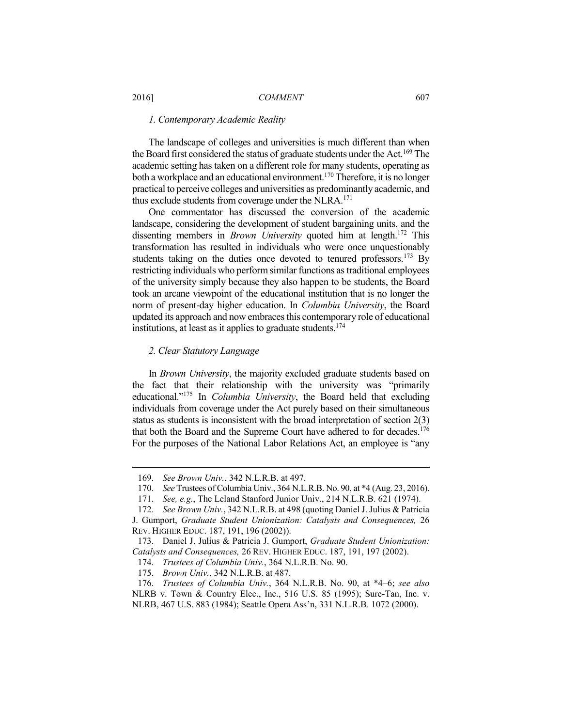### *1. Contemporary Academic Reality*

The landscape of colleges and universities is much different than when the Board first considered the status of graduate students under the Act.[169] The academic setting has taken on a different role for many students, operating as both a workplace and an educational environment.[170] Therefore, it is no longer practical to perceive colleges and universities as predominantly academic, and thus exclude students from coverage under the NLRA.[171]

One commentator has discussed the conversion of the academic landscape, considering the development of student bargaining units, and the dissenting members in *Brown University* quoted him at length.[172] This transformation has resulted in individuals who were once unquestionably students taking on the duties once devoted to tenured professors.[173] By restricting individuals who perform similar functions as traditional employees of the university simply because they also happen to be students, the Board took an arcane viewpoint of the educational institution that is no longer the norm of present-day higher education. In *Columbia University*, the Board updated its approach and now embraces this contemporary role of educational institutions, at least as it applies to graduate students.[174]

### *2. Clear Statutory Language*

In *Brown University*, the majority excluded graduate students based on the fact that their relationship with the university was "primarily educational."[175] In *Columbia University*, the Board held that excluding individuals from coverage under the Act purely based on their simultaneous status as students is inconsistent with the broad interpretation of section 2(3) that both the Board and the Supreme Court have adhered to for decades.[176] For the purposes of the National Labor Relations Act, an employee is "any

---

169. *See Brown Univ.*, 342 N.L.R.B. at 497.

170. *See* Trustees of Columbia Univ., 364 N.L.R.B. No. 90, at *4 (Aug. 23, 2016).

171. *See, e.g.*, The Leland Stanford Junior Univ., 214 N.L.R.B. 621 (1974).

172. *See Brown Univ.*, 342 N.L.R.B. at 498 (quoting Daniel J. Julius & Patricia J. Gumport, *Graduate Student Unionization: Catalysts and Consequences,* 26 REV. HIGHER EDUC. 187, 191, 196 (2002)).

173. Daniel J. Julius & Patricia J. Gumport, *Graduate Student Unionization: Catalysts and Consequences,* 26 REV. HIGHER EDUC. 187, 191, 197 (2002).

174. *Trustees of Columbia Univ.*, 364 N.L.R.B. No. 90.

175. *Brown Univ.*, 342 N.L.R.B. at 487.

176. *Trustees of Columbia Univ.*, 364 N.L.R.B. No. 90, at *4–6; *see also* NLRB v. Town & Country Elec., Inc., 516 U.S. 85 (1995); Sure-Tan, Inc. v. NLRB, 467 U.S. 883 (1984); Seattle Opera Ass'n, 331 N.L.R.B. 1072 (2000).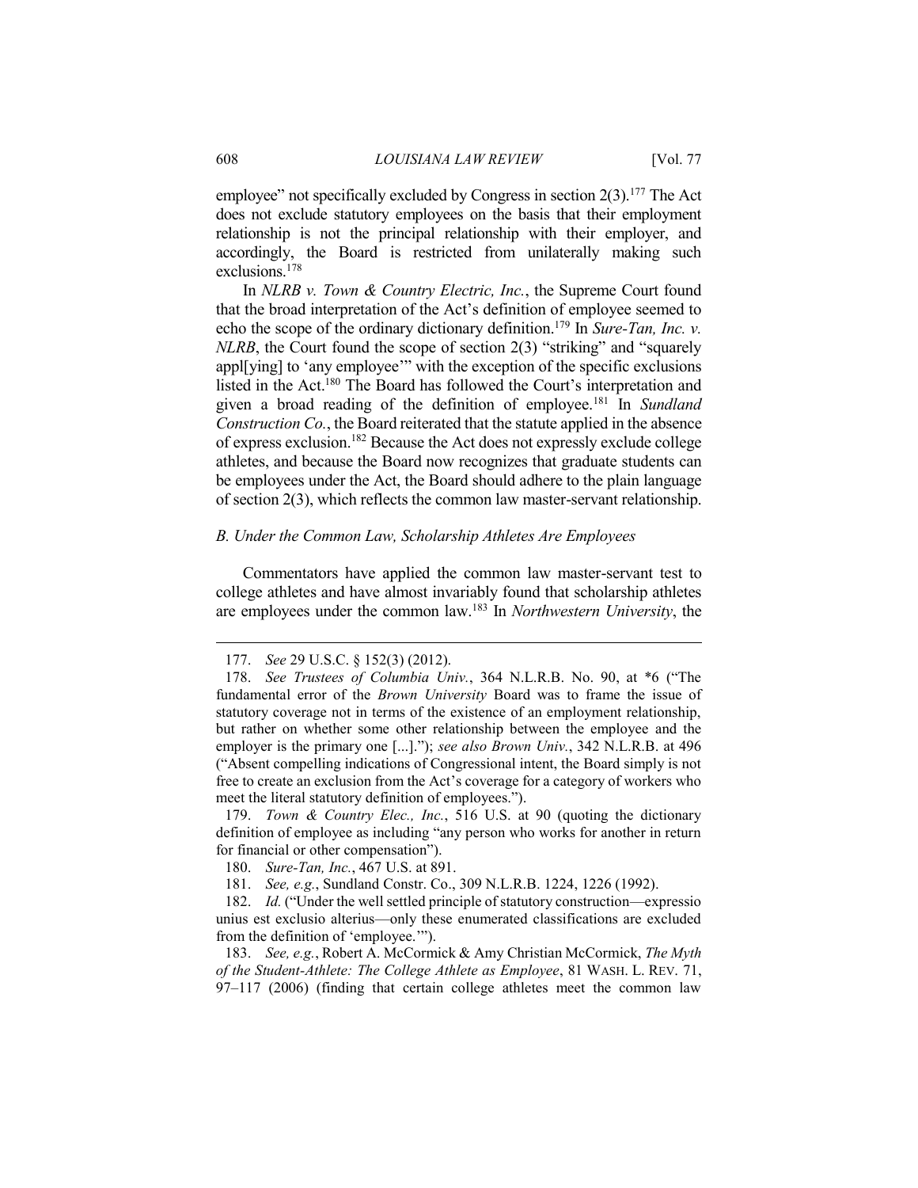employee" not specifically excluded by Congress in section 2(3).[177] The Act does not exclude statutory employees on the basis that their employment relationship is not the principal relationship with their employer, and accordingly, the Board is restricted from unilaterally making such exclusions.[178]

In *NLRB v. Town & Country Electric, Inc.*, the Supreme Court found that the broad interpretation of the Act's definition of employee seemed to echo the scope of the ordinary dictionary definition.[179] In *Sure-Tan, Inc. v. NLRB*, the Court found the scope of section 2(3) "striking" and "squarely appl[ying] to 'any employee'" with the exception of the specific exclusions listed in the Act.[180] The Board has followed the Court's interpretation and given a broad reading of the definition of employee.[181] In *Sundland Construction Co.*, the Board reiterated that the statute applied in the absence of express exclusion.[182] Because the Act does not expressly exclude college athletes, and because the Board now recognizes that graduate students can be employees under the Act, the Board should adhere to the plain language of section 2(3), which reflects the common law master-servant relationship.

### *B. Under the Common Law, Scholarship Athletes Are Employees*

Commentators have applied the common law master-servant test to college athletes and have almost invariably found that scholarship athletes are employees under the common law.[183] In *Northwestern University*, the

---

177. *See* 29 U.S.C. § 152(3) (2012).

178. *See Trustees of Columbia Univ.*, 364 N.L.R.B. No. 90, at \*6 ("The fundamental error of the *Brown University* Board was to frame the issue of statutory coverage not in terms of the existence of an employment relationship, but rather on whether some other relationship between the employee and the employer is the primary one [...]."); *see also Brown Univ.*, 342 N.L.R.B. at 496 ("Absent compelling indications of Congressional intent, the Board simply is not free to create an exclusion from the Act's coverage for a category of workers who meet the literal statutory definition of employees.").

179. *Town & Country Elec., Inc.*, 516 U.S. at 90 (quoting the dictionary definition of employee as including "any person who works for another in return for financial or other compensation").

180. *Sure-Tan, Inc.*, 467 U.S. at 891.

181. *See, e.g.*, Sundland Constr. Co., 309 N.L.R.B. 1224, 1226 (1992).

182. *Id.* ("Under the well settled principle of statutory construction—expressio unius est exclusio alterius—only these enumerated classifications are excluded from the definition of 'employee.'").

183. *See, e.g.*, Robert A. McCormick & Amy Christian McCormick, *The Myth of the Student-Athlete: The College Athlete as Employee*, 81 WASH. L. REV. 71, 97–117 (2006) (finding that certain college athletes meet the common law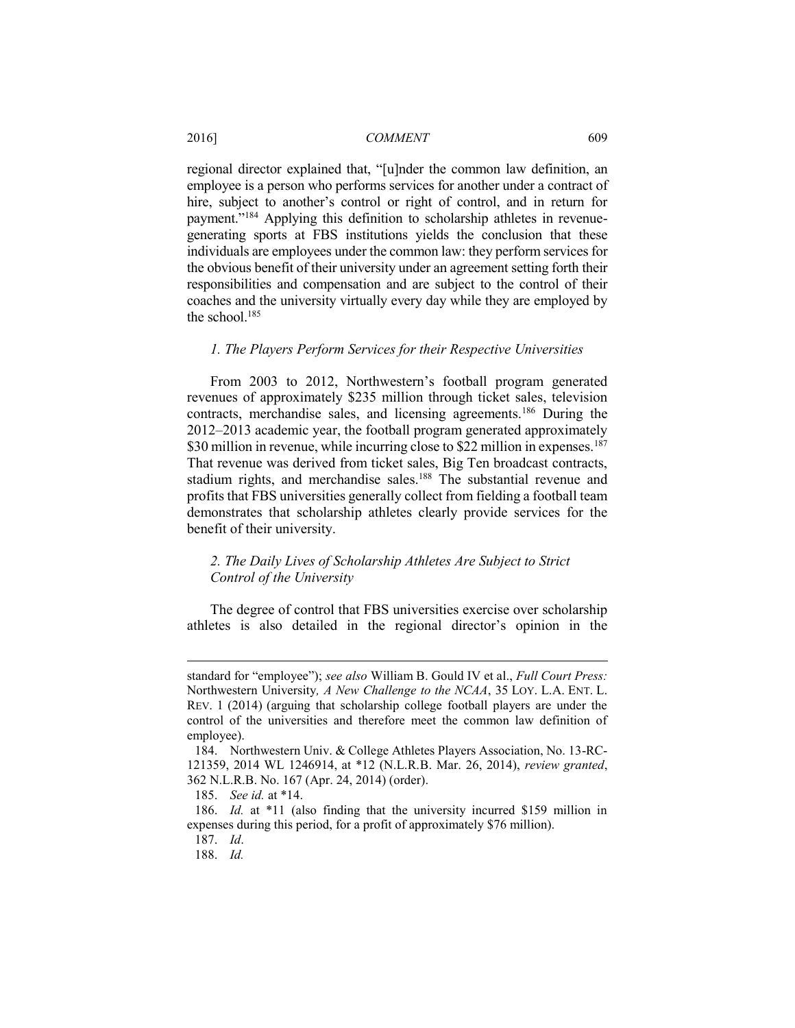regional director explained that, "[u]nder the common law definition, an employee is a person who performs services for another under a contract of hire, subject to another's control or right of control, and in return for payment."[184] Applying this definition to scholarship athletes in revenue-generating sports at FBS institutions yields the conclusion that these individuals are employees under the common law: they perform services for the obvious benefit of their university under an agreement setting forth their responsibilities and compensation and are subject to the control of their coaches and the university virtually every day while they are employed by the school.[185]

### *1. The Players Perform Services for their Respective Universities*

From 2003 to 2012, Northwestern's football program generated revenues of approximately $235 million through ticket sales, television contracts, merchandise sales, and licensing agreements.[186] During the 2012–2013 academic year, the football program generated approximately $30 million in revenue, while incurring close to $22 million in expenses.[187] That revenue was derived from ticket sales, Big Ten broadcast contracts, stadium rights, and merchandise sales.[188] The substantial revenue and profits that FBS universities generally collect from fielding a football team demonstrates that scholarship athletes clearly provide services for the benefit of their university.

### *2. The Daily Lives of Scholarship Athletes Are Subject to Strict Control of the University*

The degree of control that FBS universities exercise over scholarship athletes is also detailed in the regional director's opinion in the

---

standard for "employee"); *see also* William B. Gould IV et al., *Full Court Press:* Northwestern University*, A New Challenge to the NCAA*, 35 LOY. L.A. ENT. L. REV. 1 (2014) (arguing that scholarship college football players are under the control of the universities and therefore meet the common law definition of employee).

184. Northwestern Univ. & College Athletes Players Association, No. 13-RC-121359, 2014 WL 1246914, at *12 (N.L.R.B. Mar. 26, 2014), *review granted*, 362 N.L.R.B. No. 167 (Apr. 24, 2014) (order).

185. *See id.* at *14.

186. *Id.* at *11 (also finding that the university incurred $159 million in expenses during this period, for a profit of approximately $76 million).

187. *Id*.

188. *Id.*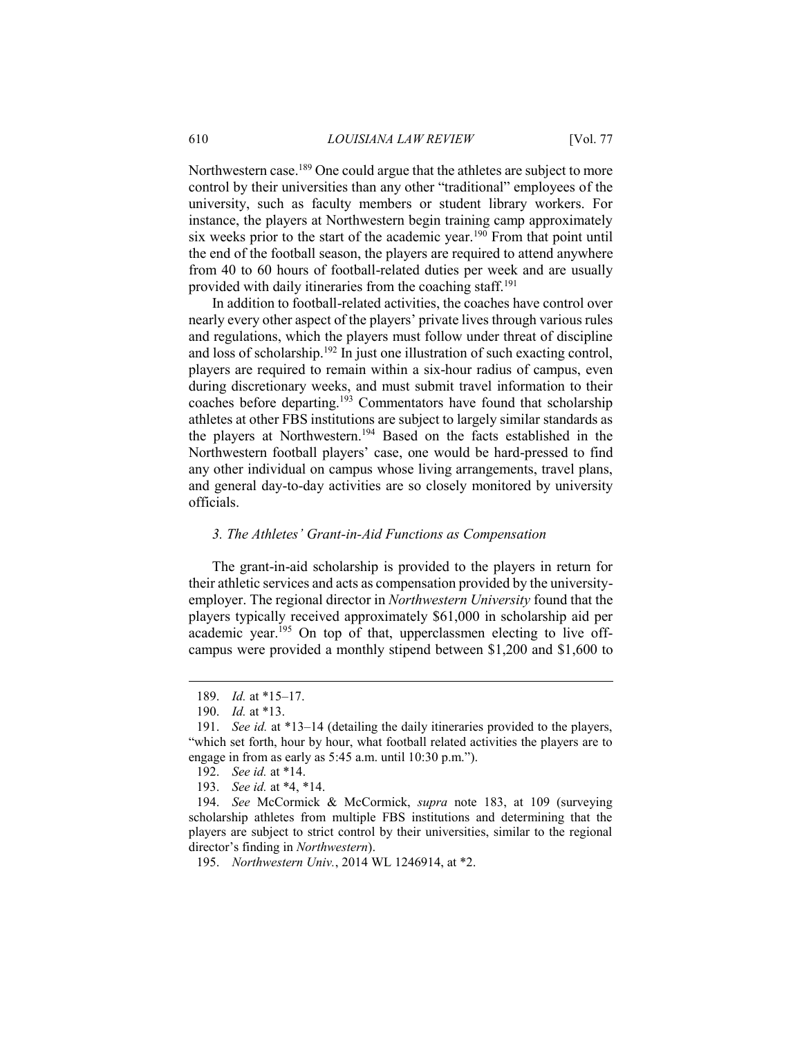Northwestern case.[189] One could argue that the athletes are subject to more control by their universities than any other "traditional" employees of the university, such as faculty members or student library workers. For instance, the players at Northwestern begin training camp approximately six weeks prior to the start of the academic year.[190] From that point until the end of the football season, the players are required to attend anywhere from 40 to 60 hours of football-related duties per week and are usually provided with daily itineraries from the coaching staff.[191]

In addition to football-related activities, the coaches have control over nearly every other aspect of the players' private lives through various rules and regulations, which the players must follow under threat of discipline and loss of scholarship.[192] In just one illustration of such exacting control, players are required to remain within a six-hour radius of campus, even during discretionary weeks, and must submit travel information to their coaches before departing.[193] Commentators have found that scholarship athletes at other FBS institutions are subject to largely similar standards as the players at Northwestern.[194] Based on the facts established in the Northwestern football players' case, one would be hard-pressed to find any other individual on campus whose living arrangements, travel plans, and general day-to-day activities are so closely monitored by university officials.

### *3. The Athletes' Grant-in-Aid Functions as Compensation*

The grant-in-aid scholarship is provided to the players in return for their athletic services and acts as compensation provided by the university-employer. The regional director in *Northwestern University* found that the players typically received approximately $61,000 in scholarship aid per academic year.[195] On top of that, upperclassmen electing to live off-campus were provided a monthly stipend between $1,200 and $1,600 to

---

189. *Id.* at *15–17.

190. *Id.* at *13.

191. *See id.* at *13–14 (detailing the daily itineraries provided to the players, "which set forth, hour by hour, what football related activities the players are to engage in from as early as 5:45 a.m. until 10:30 p.m.").

192. *See id.* at *14.

193. *See id.* at *4, *14.

194. *See* McCormick & McCormick, *supra* note 183, at 109 (surveying scholarship athletes from multiple FBS institutions and determining that the players are subject to strict control by their universities, similar to the regional director's finding in *Northwestern*).

195. *Northwestern Univ.*, 2014 WL 1246914, at *2.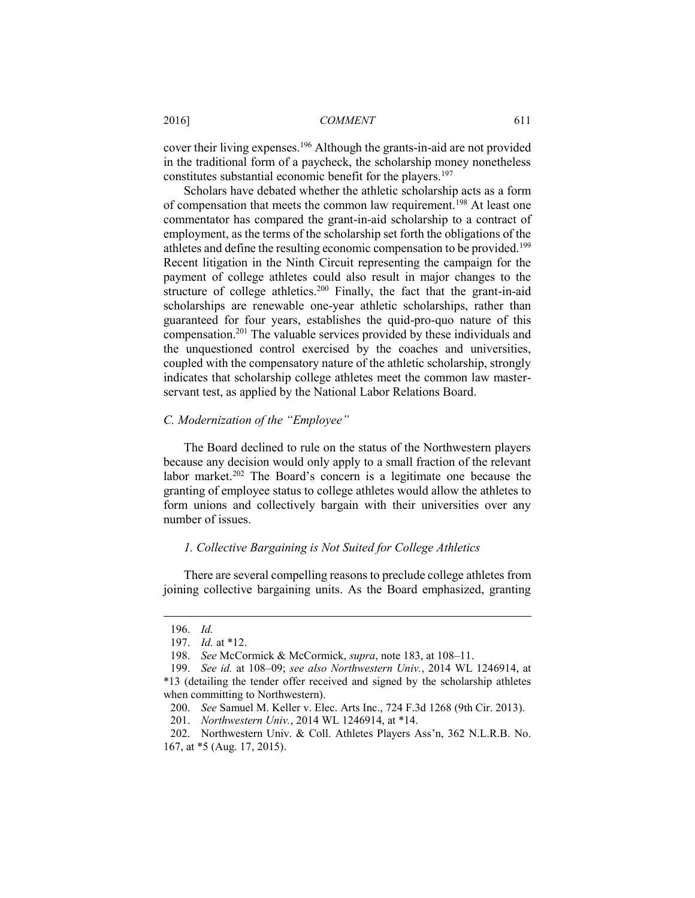cover their living expenses.[196] Although the grants-in-aid are not provided in the traditional form of a paycheck, the scholarship money nonetheless constitutes substantial economic benefit for the players.[197]

Scholars have debated whether the athletic scholarship acts as a form of compensation that meets the common law requirement.[198] At least one commentator has compared the grant-in-aid scholarship to a contract of employment, as the terms of the scholarship set forth the obligations of the athletes and define the resulting economic compensation to be provided.[199] Recent litigation in the Ninth Circuit representing the campaign for the payment of college athletes could also result in major changes to the structure of college athletics.[200] Finally, the fact that the grant-in-aid scholarships are renewable one-year athletic scholarships, rather than guaranteed for four years, establishes the quid-pro-quo nature of this compensation.[201] The valuable services provided by these individuals and the unquestioned control exercised by the coaches and universities, coupled with the compensatory nature of the athletic scholarship, strongly indicates that scholarship college athletes meet the common law master-servant test, as applied by the National Labor Relations Board.

### *C. Modernization of the "Employee"*

The Board declined to rule on the status of the Northwestern players because any decision would only apply to a small fraction of the relevant labor market.[202] The Board's concern is a legitimate one because the granting of employee status to college athletes would allow the athletes to form unions and collectively bargain with their universities over any number of issues.

#### *1. Collective Bargaining is Not Suited for College Athletics*

There are several compelling reasons to preclude college athletes from joining collective bargaining units. As the Board emphasized, granting

---

196. *Id.*

197. *Id.* at *12.

198. *See* McCormick & McCormick, *supra*, note 183, at 108–11.

199. *See id.* at 108–09; *see also Northwestern Univ.*, 2014 WL 1246914, at *13 (detailing the tender offer received and signed by the scholarship athletes when committing to Northwestern).

200. *See* Samuel M. Keller v. Elec. Arts Inc., 724 F.3d 1268 (9th Cir. 2013).

201. *Northwestern Univ.*, 2014 WL 1246914, at *14.

202. Northwestern Univ. & Coll. Athletes Players Ass'n, 362 N.L.R.B. No. 167, at *5 (Aug. 17, 2015).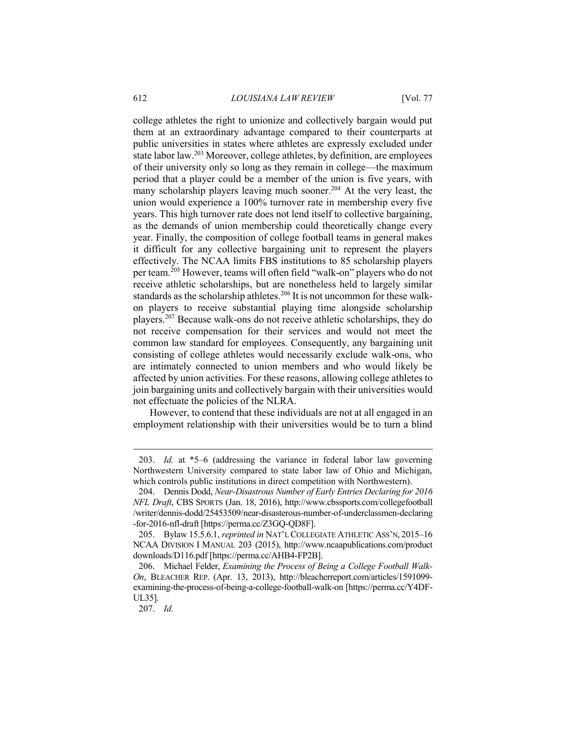college athletes the right to unionize and collectively bargain would put them at an extraordinary advantage compared to their counterparts at public universities in states where athletes are expressly excluded under state labor law.[203] Moreover, college athletes, by definition, are employees of their university only so long as they remain in college—the maximum period that a player could be a member of the union is five years, with many scholarship players leaving much sooner.[204] At the very least, the union would experience a 100% turnover rate in membership every five years. This high turnover rate does not lend itself to collective bargaining, as the demands of union membership could theoretically change every year. Finally, the composition of college football teams in general makes it difficult for any collective bargaining unit to represent the players effectively. The NCAA limits FBS institutions to 85 scholarship players per team.[205] However, teams will often field "walk-on" players who do not receive athletic scholarships, but are nonetheless held to largely similar standards as the scholarship athletes.[206] It is not uncommon for these walk-on players to receive substantial playing time alongside scholarship players.[207] Because walk-ons do not receive athletic scholarships, they do not receive compensation for their services and would not meet the common law standard for employees. Consequently, any bargaining unit consisting of college athletes would necessarily exclude walk-ons, who are intimately connected to union members and who would likely be affected by union activities. For these reasons, allowing college athletes to join bargaining units and collectively bargain with their universities would not effectuate the policies of the NLRA.

However, to contend that these individuals are not at all engaged in an employment relationship with their universities would be to turn a blind

---

203. *Id.* at *5–6 (addressing the variance in federal labor law governing Northwestern University compared to state labor law of Ohio and Michigan, which controls public institutions in direct competition with Northwestern).

204. Dennis Dodd, *Near-Disastrous Number of Early Entries Declaring for 2016 NFL Draft*, CBS SPORTS (Jan. 18, 2016), http://www.cbssports.com/collegefootball/writer/dennis-dodd/25453509/near-disasterous-number-of-underclassmen-declaring-for-2016-nfl-draft [https://perma.cc/Z3GQ-QD8F].

205. Bylaw 15.5.6.1, *reprinted in* NAT'L COLLEGIATE ATHLETIC ASS'N, 2015–16 NCAA DIVISION I MANUAL 203 (2015), http://www.ncaapublications.com/productdownloads/D116.pdf [https://perma.cc/AHB4-FP2B].

206. Michael Felder, *Examining the Process of Being a College Football Walk-On*, BLEACHER REP. (Apr. 13, 2013), http://bleacherreport.com/articles/1591099-examining-the-process-of-being-a-college-football-walk-on [https://perma.cc/Y4DF-UL35].

207. *Id.*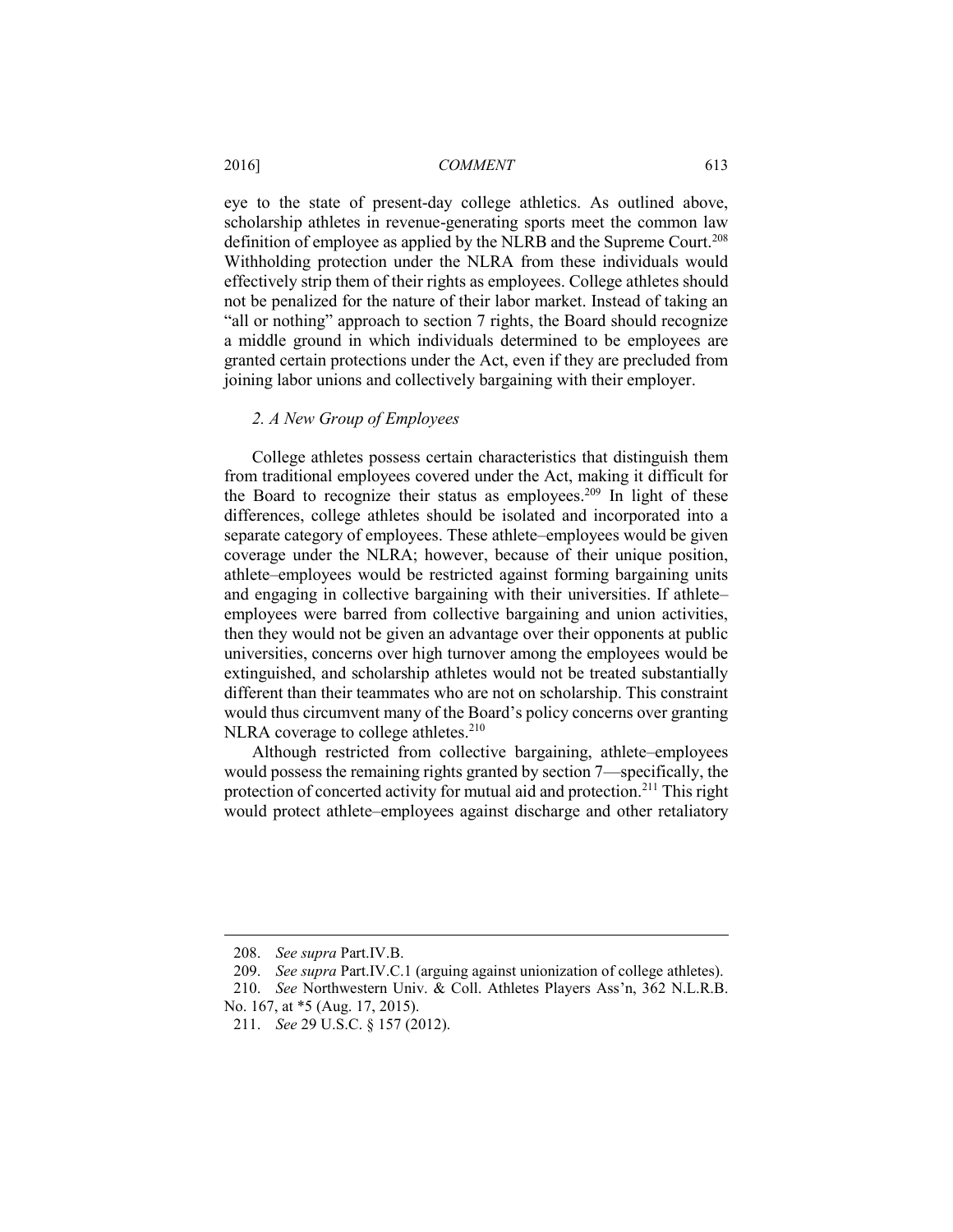eye to the state of present-day college athletics. As outlined above, scholarship athletes in revenue-generating sports meet the common law definition of employee as applied by the NLRB and the Supreme Court.[208] Withholding protection under the NLRA from these individuals would effectively strip them of their rights as employees. College athletes should not be penalized for the nature of their labor market. Instead of taking an "all or nothing" approach to section 7 rights, the Board should recognize a middle ground in which individuals determined to be employees are granted certain protections under the Act, even if they are precluded from joining labor unions and collectively bargaining with their employer.

### *2. A New Group of Employees*

College athletes possess certain characteristics that distinguish them from traditional employees covered under the Act, making it difficult for the Board to recognize their status as employees.[209] In light of these differences, college athletes should be isolated and incorporated into a separate category of employees. These athlete–employees would be given coverage under the NLRA; however, because of their unique position, athlete–employees would be restricted against forming bargaining units and engaging in collective bargaining with their universities. If athlete–employees were barred from collective bargaining and union activities, then they would not be given an advantage over their opponents at public universities, concerns over high turnover among the employees would be extinguished, and scholarship athletes would not be treated substantially different than their teammates who are not on scholarship. This constraint would thus circumvent many of the Board's policy concerns over granting NLRA coverage to college athletes.[210]

Although restricted from collective bargaining, athlete–employees would possess the remaining rights granted by section 7—specifically, the protection of concerted activity for mutual aid and protection.[211] This right would protect athlete–employees against discharge and other retaliatory

---

208. *See supra* Part.IV.B.

209. *See supra* Part.IV.C.1 (arguing against unionization of college athletes).

210. *See* Northwestern Univ. & Coll. Athletes Players Ass'n, 362 N.L.R.B. No. 167, at \*5 (Aug. 17, 2015).

211. *See* 29 U.S.C. § 157 (2012).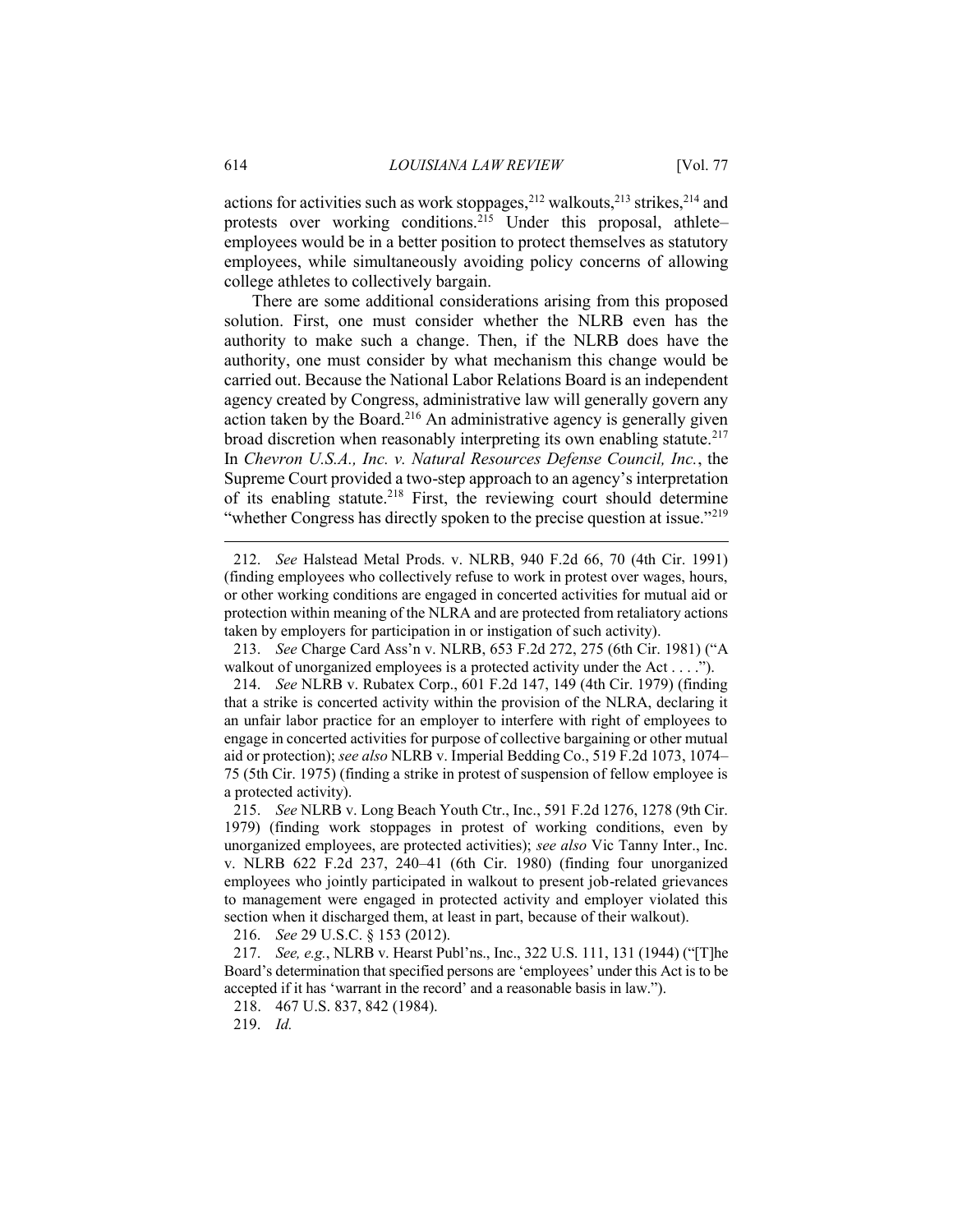actions for activities such as work stoppages,[212] walkouts,[213] strikes,[214] and protests over working conditions.[215] Under this proposal, athlete–employees would be in a better position to protect themselves as statutory employees, while simultaneously avoiding policy concerns of allowing college athletes to collectively bargain.

There are some additional considerations arising from this proposed solution. First, one must consider whether the NLRB even has the authority to make such a change. Then, if the NLRB does have the authority, one must consider by what mechanism this change would be carried out. Because the National Labor Relations Board is an independent agency created by Congress, administrative law will generally govern any action taken by the Board.[216] An administrative agency is generally given broad discretion when reasonably interpreting its own enabling statute.[217] In *Chevron U.S.A., Inc. v. Natural Resources Defense Council, Inc.*, the Supreme Court provided a two-step approach to an agency's interpretation of its enabling statute.[218] First, the reviewing court should determine "whether Congress has directly spoken to the precise question at issue."[219]

---

212. *See* Halstead Metal Prods. v. NLRB, 940 F.2d 66, 70 (4th Cir. 1991) (finding employees who collectively refuse to work in protest over wages, hours, or other working conditions are engaged in concerted activities for mutual aid or protection within meaning of the NLRA and are protected from retaliatory actions taken by employers for participation in or instigation of such activity).

213. *See* Charge Card Ass'n v. NLRB, 653 F.2d 272, 275 (6th Cir. 1981) ("A walkout of unorganized employees is a protected activity under the Act . . . .").

214. *See* NLRB v. Rubatex Corp., 601 F.2d 147, 149 (4th Cir. 1979) (finding that a strike is concerted activity within the provision of the NLRA, declaring it an unfair labor practice for an employer to interfere with right of employees to engage in concerted activities for purpose of collective bargaining or other mutual aid or protection); *see also* NLRB v. Imperial Bedding Co., 519 F.2d 1073, 1074–75 (5th Cir. 1975) (finding a strike in protest of suspension of fellow employee is a protected activity).

215. *See* NLRB v. Long Beach Youth Ctr., Inc., 591 F.2d 1276, 1278 (9th Cir. 1979) (finding work stoppages in protest of working conditions, even by unorganized employees, are protected activities); *see also* Vic Tanny Inter., Inc. v. NLRB 622 F.2d 237, 240–41 (6th Cir. 1980) (finding four unorganized employees who jointly participated in walkout to present job-related grievances to management were engaged in protected activity and employer violated this section when it discharged them, at least in part, because of their walkout).

216. *See* 29 U.S.C. § 153 (2012).

217. *See, e.g.*, NLRB v. Hearst Publ'ns., Inc., 322 U.S. 111, 131 (1944) ("[T]he Board's determination that specified persons are 'employees' under this Act is to be accepted if it has 'warrant in the record' and a reasonable basis in law.").

218. 467 U.S. 837, 842 (1984).

219. *Id.*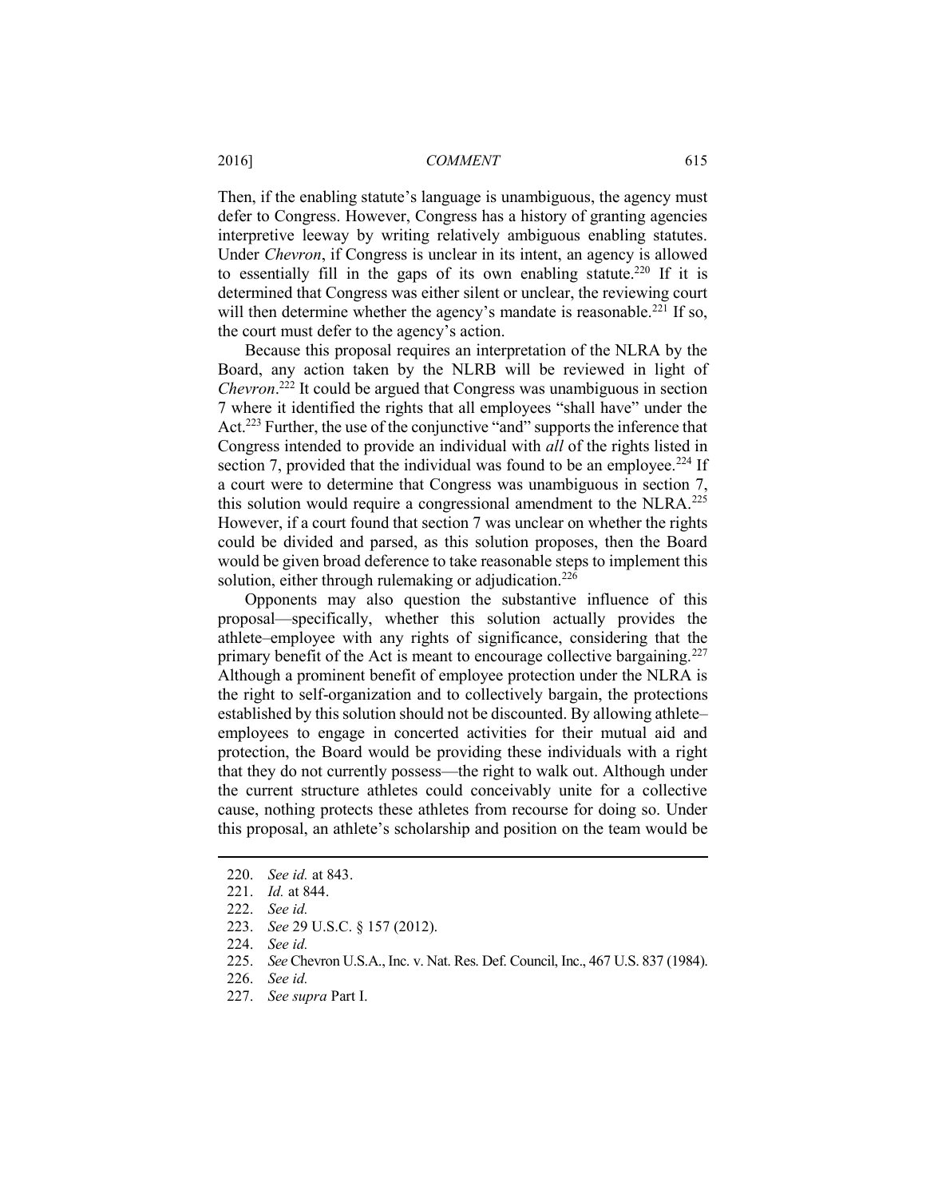Then, if the enabling statute's language is unambiguous, the agency must defer to Congress. However, Congress has a history of granting agencies interpretive leeway by writing relatively ambiguous enabling statutes. Under *Chevron*, if Congress is unclear in its intent, an agency is allowed to essentially fill in the gaps of its own enabling statute.[220] If it is determined that Congress was either silent or unclear, the reviewing court will then determine whether the agency's mandate is reasonable.[221] If so, the court must defer to the agency's action.

Because this proposal requires an interpretation of the NLRA by the Board, any action taken by the NLRB will be reviewed in light of *Chevron*.[222] It could be argued that Congress was unambiguous in section 7 where it identified the rights that all employees "shall have" under the Act.[223] Further, the use of the conjunctive "and" supports the inference that Congress intended to provide an individual with *all* of the rights listed in section 7, provided that the individual was found to be an employee.[224] If a court were to determine that Congress was unambiguous in section 7, this solution would require a congressional amendment to the NLRA.[225] However, if a court found that section 7 was unclear on whether the rights could be divided and parsed, as this solution proposes, then the Board would be given broad deference to take reasonable steps to implement this solution, either through rulemaking or adjudication.[226]

Opponents may also question the substantive influence of this proposal—specifically, whether this solution actually provides the athlete–employee with any rights of significance, considering that the primary benefit of the Act is meant to encourage collective bargaining.[227] Although a prominent benefit of employee protection under the NLRA is the right to self-organization and to collectively bargain, the protections established by this solution should not be discounted. By allowing athlete–employees to engage in concerted activities for their mutual aid and protection, the Board would be providing these individuals with a right that they do not currently possess—the right to walk out. Although under the current structure athletes could conceivably unite for a collective cause, nothing protects these athletes from recourse for doing so. Under this proposal, an athlete's scholarship and position on the team would be

---

220. *See id.* at 843.

221. *Id.* at 844.

222. *See id.*

223. *See* 29 U.S.C. § 157 (2012).

224. *See id.*

225. *See* Chevron U.S.A., Inc. v. Nat. Res. Def. Council, Inc., 467 U.S. 837 (1984).

226. *See id.*

227. *See supra* Part I.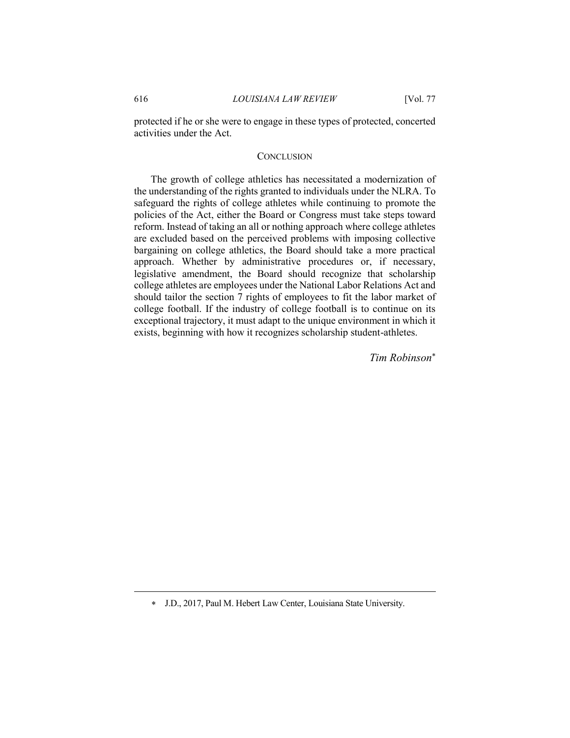protected if he or she were to engage in these types of protected, concerted activities under the Act.

## CONCLUSION

The growth of college athletics has necessitated a modernization of the understanding of the rights granted to individuals under the NLRA. To safeguard the rights of college athletes while continuing to promote the policies of the Act, either the Board or Congress must take steps toward reform. Instead of taking an all or nothing approach where college athletes are excluded based on the perceived problems with imposing collective bargaining on college athletics, the Board should take a more practical approach. Whether by administrative procedures or, if necessary, legislative amendment, the Board should recognize that scholarship college athletes are employees under the National Labor Relations Act and should tailor the section 7 rights of employees to fit the labor market of college football. If the industry of college football is to continue on its exceptional trajectory, it must adapt to the unique environment in which it exists, beginning with how it recognizes scholarship student-athletes.

*Tim Robinson*[*]

---

[*] J.D., 2017, Paul M. Hebert Law Center, Louisiana State University.